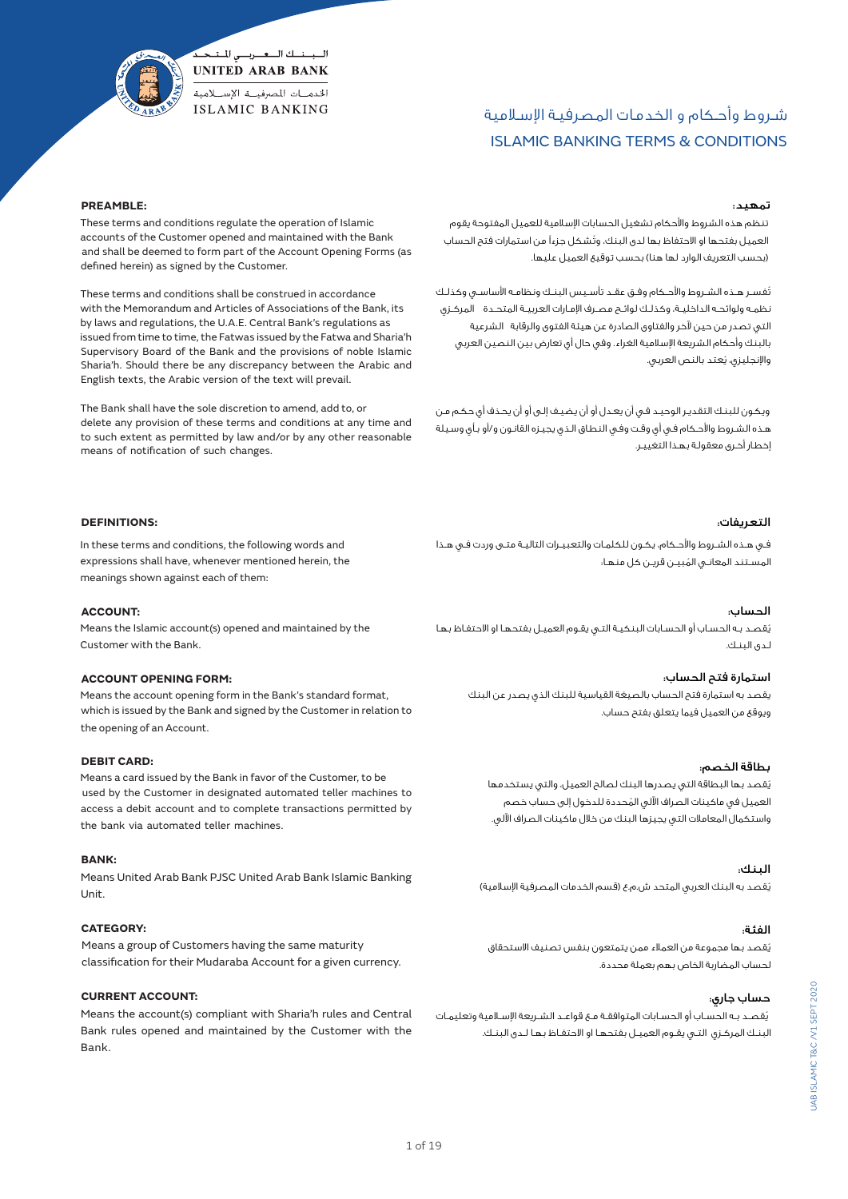# شروط وأحكام و الخدمات المصرفية الإسلامية
# ISLAMIC BANKING TERMS & CONDITIONS

## PREAMBLE:

These terms and conditions regulate the operation of Islamic accounts of the Customer opened and maintained with the Bank and shall be deemed to form part of the Account Opening Forms (as defined herein) as signed by the Customer.

These terms and conditions shall be construed in accordance with the Memorandum and Articles of Associations of the Bank, its by laws and regulations, the U.A.E. Central Bank's regulations as issued from time to time, the Fatwas issued by the Fatwa and Sharia'h Supervisory Board of the Bank and the provisions of noble Islamic Sharia'h. Should there be any discrepancy between the Arabic and English texts, the Arabic version of the text will prevail.

The Bank shall have the sole discretion to amend, add to, or delete any provision of these terms and conditions at any time and to such extent as permitted by law and/or by any other reasonable means of notification of such changes.

## تمهيد:

تنظم هذه الشروط والأحكام تشغيل الحسابات الإسلامية للعميل المفتوحة يقوم العميل بفتحها او الاحتفاظ بها لدى البنك، وتشكل جزءاً من استمارات فتح الحساب (بحسب التعريف الوارد لها هنا) بحسب توقيع العميل عليها.

تُفسر هذه الشروط والأحكام وفق عقد تأسيس البنك ونظامه الأساسي وكذلك نظمه ولوائحه الداخلية، وكذلك لوائح مصرف الإمارات العربية المتحدة المركزي التي تصدر من حين لآخر والفتاوى الصادرة عن هيئة الفتوى والرقابة الشرعية بالبنك وأحكام الشريعة الإسلامية الغراء. وفي حال أي تعارض بين النصين العربي والإنجليزي، يُعتد بالنص العربي.

ويكون للبنك التقدير الوحيد في أن يعدل أو أن يضيف إلى أو أن يحذف أي حكم من هذه الشروط والأحكام في أي وقت وفي النطاق الذي يجيزه القانون و/أو بأي وسيلة إخطار أخرى معقولة بهذا التغيير.

## DEFINITIONS:

In these terms and conditions, the following words and expressions shall have, whenever mentioned herein, the meanings shown against each of them:

### ACCOUNT:

Means the Islamic account(s) opened and maintained by the Customer with the Bank.

### ACCOUNT OPENING FORM:

Means the account opening form in the Bank's standard format, which is issued by the Bank and signed by the Customer in relation to the opening of an Account.

### DEBIT CARD:

Means a card issued by the Bank in favor of the Customer, to be used by the Customer in designated automated teller machines to access a debit account and to complete transactions permitted by the bank via automated teller machines.

### BANK:

Means United Arab Bank PJSC United Arab Bank Islamic Banking Unit.

### CATEGORY:

Means a group of Customers having the same maturity classification for their Mudaraba Account for a given currency.

### CURRENT ACCOUNT:

Means the account(s) compliant with Sharia'h rules and Central Bank rules opened and maintained by the Customer with the Bank.

## التعريفات:

في هذه الشروط والأحكام، يكون للكلمات والتعبيرات التالية متى وردت في هذا المستند المعاني المُبين قرين كل منها:

### الحساب:

يُقصد به الحساب أو الحسابات البنكية التي يقوم العميل بفتحها او الاحتفاظ بها لدى البنك.

### استمارة فتح الحساب:

يقصد به استمارة فتح الحساب بالصيغة القياسية للبنك الذي يصدر عن البنك ويوقع من العميل فيما يتعلق بفتح حساب.

### بطاقة الخصم:

يُقصد بها البطاقة التي يصدرها البنك لصالح العميل، والتي يستخدمها العميل في ماكينات الصراف الآلي المُحددة للدخول إلى حساب خصم واستكمال المعاملات التي يجيزها البنك من خلال ماكينات الصراف الآلي.

### البنك:

يُقصد به البنك العربي المتحد ش.م.ع (قسم الخدمات المصرفية الإسلامية)

### الفئة:

يُقصد بها مجموعة من العملاء ممن يتمتعون بنفس تصنيف الاستحقاق لحساب المضاربة الخاص بهم بعملة محددة.

### حساب جاري:

يُقصد به الحساب أو الحسابات المتوافقة مع قواعد الشريعة الإسلامية وتعليمات البنك المركزي التي يقوم العميل بفتحها او الاحتفاظ بها لدى البنك.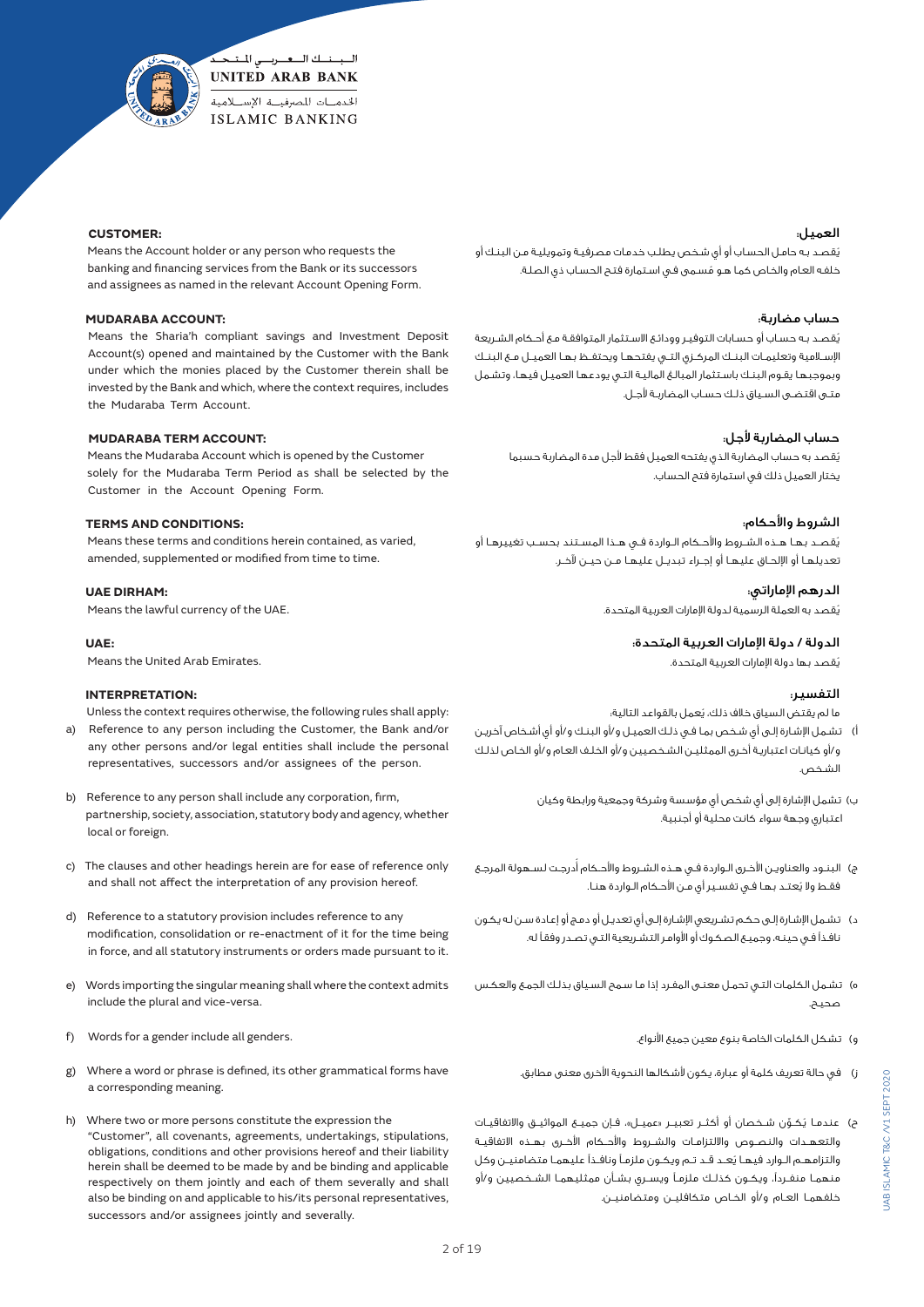**CUSTOMER:**

Means the Account holder or any person who requests the banking and financing services from the Bank or its successors and assignees as named in the relevant Account Opening Form.

**العميل:**

يُقصد به حامل الحساب أو أي شخص يطلب خدمات مصرفية وتمويلية من البنك أو خلفه العام والخاص كما هو مُسمى في استمارة فتح الحساب ذي الصلة.

**MUDARABA ACCOUNT:**

Means the Sharia'h compliant savings and Investment Deposit Account(s) opened and maintained by the Customer with the Bank under which the monies placed by the Customer therein shall be invested by the Bank and which, where the context requires, includes the Mudaraba Term Account.

**حساب مضاربة:**

يُقصد به حساب أو حسابات التوفير وودائع الاستثمار المتوافقة مع أحكام الشريعة الإسلامية وتعليمات البنك المركزي التي يفتحها ويحتفظ بها العميل مع البنك وبموجبها يقوم البنك باستثمار المبالغ المالية التي يودعها العميل فيها، وتشمل متى اقتضى السياق ذلك حساب المضاربة لأجل.

**MUDARABA TERM ACCOUNT:**

Means the Mudaraba Account which is opened by the Customer solely for the Mudaraba Term Period as shall be selected by the Customer in the Account Opening Form.

**حساب المضاربة لأجل:**

يُقصد به حساب المضاربة الذي يفتحه العميل فقط لأجل مدة المضاربة حسبما يختار العميل ذلك في استمارة فتح الحساب.

**TERMS AND CONDITIONS:**

Means these terms and conditions herein contained, as varied, amended, supplemented or modified from time to time.

**الشروط والأحكام:**

يُقصد بها هذه الشروط والأحكام الواردة في هذا المستند بحسب تغييرها أو تعديلها أو الإلحاق عليها أو إجراء تبديل عليها من حين لآخر.

**UAE DIRHAM:**

Means the lawful currency of the UAE.

**الدرهم الإماراتي:**

يُقصد به العملة الرسمية لدولة الإمارات العربية المتحدة.

**UAE:**

Means the United Arab Emirates.

**الدولة / دولة الإمارات العربية المتحدة:**

يُقصد بها دولة الإمارات العربية المتحدة.

**INTERPRETATION:**

Unless the context requires otherwise, the following rules shall apply:

a) Reference to any person including the Customer, the Bank and/or any other persons and/or legal entities shall include the personal representatives, successors and/or assignees of the person.

b) Reference to any person shall include any corporation, firm, partnership, society, association, statutory body and agency, whether local or foreign.

c) The clauses and other headings herein are for ease of reference only and shall not affect the interpretation of any provision hereof.

d) Reference to a statutory provision includes reference to any modification, consolidation or re-enactment of it for the time being in force, and all statutory instruments or orders made pursuant to it.

e) Words importing the singular meaning shall where the context admits include the plural and vice-versa.

f) Words for a gender include all genders.

g) Where a word or phrase is defined, its other grammatical forms have a corresponding meaning.

h) Where two or more persons constitute the expression the "Customer", all covenants, agreements, undertakings, stipulations, obligations, conditions and other provisions hereof and their liability herein shall be deemed to be made by and be binding and applicable respectively on them jointly and each of them severally and shall also be binding on and applicable to his/its personal representatives, successors and/or assignees jointly and severally.

**التفسير:**

ما لم يقتضِ السياق خلاف ذلك، يُعمل بالقواعد التالية:

أ) تشمل الإشارة إلى أي شخص بما في ذلك العميل و/أو البنك و/أو أي أشخاص آخرين و/أو كيانات اعتبارية أخرى الممثلين الشخصيين و/أو الخلف العام و/أو الخاص لذلك الشخص.

ب) تشمل الإشارة إلى أي شخص أي مؤسسة وشركة وجمعية ورابطة وكيان اعتباري وجهة سواء كانت محلية أو أجنبية.

ج) البنود والعناوين الأخرى الواردة في هذه الشروط والأحكام أُدرجت لسهولة المرجع فقط ولا يُعتد بها في تفسير أي من الأحكام الواردة هنا.

د) تشمل الإشارة إلى حكم تشريعي الإشارة إلى أي تعديل أو دمج أو إعادة سن له يكون نافذاً في حينه، وجميع الصكوك أو الأوامر التشريعية التي تصدر وفقاً له.

هـ) تشمل الكلمات التي تحمل معنى المفرد إذا ما سمح السياق بذلك الجمع والعكس صحيح.

و) تشمل الكلمات الخاصة بنوع معين جميع الأنواع.

ز) في حالة تعريف كلمة أو عبارة، يكون لأشكالها النحوية الأخرى معنى مطابق.

ح) عندما يُكوّن شخصان أو أكثر تعبير «عميل»، فإن جميع المواثيق والاتفاقيات والتعهدات والنصوص والالتزامات والشروط والأحكام الأخرى بهذه الاتفاقية والتزامهم الوارد فيها يُعد قد تم ويكون ملزماً ونافذاً عليهما متضامنين وكل منهما منفرداً، ويكون كذلك ملزماً ويسري بشأن ممثليهما الشخصيين و/أو خلفهما العام و/أو الخاص متكافلين ومتضامنين.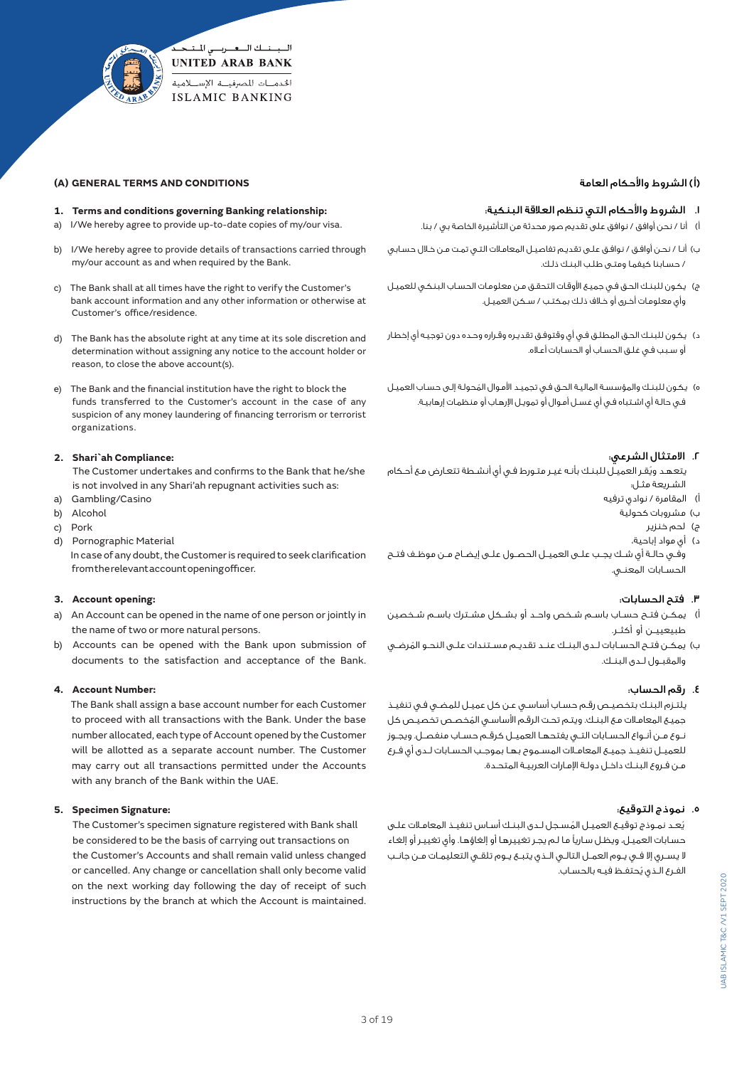## (A) GENERAL TERMS AND CONDITIONS

### 1. Terms and conditions governing Banking relationship:

a) I/We hereby agree to provide up-to-date copies of my/our visa.

b) I/We hereby agree to provide details of transactions carried through my/our account as and when required by the Bank.

c) The Bank shall at all times have the right to verify the Customer's bank account information and any other information or otherwise at Customer's office/residence.

d) The Bank has the absolute right at any time at its sole discretion and determination without assigning any notice to the account holder or reason, to close the above account(s).

e) The Bank and the financial institution have the right to block the funds transferred to the Customer's account in the case of any suspicion of any money laundering of financing terrorism or terrorist organizations.

### 2. Shari`ah Compliance:

The Customer undertakes and confirms to the Bank that he/she is not involved in any Shari'ah repugnant activities such as:

a) Gambling/Casino
b) Alcohol
c) Pork
d) Pornographic Material

In case of any doubt, the Customer is required to seek clarification from the relevant account opening officer.

### 3. Account opening:

a) An Account can be opened in the name of one person or jointly in the name of two or more natural persons.

b) Accounts can be opened with the Bank upon submission of documents to the satisfaction and acceptance of the Bank.

### 4. Account Number:

The Bank shall assign a base account number for each Customer to proceed with all transactions with the Bank. Under the base number allocated, each type of Account opened by the Customer will be allotted as a separate account number. The Customer may carry out all transactions permitted under the Accounts with any branch of the Bank within the UAE.

### 5. Specimen Signature:

The Customer's specimen signature registered with Bank shall be considered to be the basis of carrying out transactions on the Customer's Accounts and shall remain valid unless changed or cancelled. Any change or cancellation shall only become valid on the next working day following the day of receipt of such instructions by the branch at which the Account is maintained.

## (أ) الشروط والأحكام العامة

### ١. الشروط والأحكام التي تنظم العلاقة البنكية:

أ) أنا / نحن أوافق / نوافق على تقديم صور محدثة من التأشيرة الخاصة بي / بنا.

ب) أنا / نحن أوافق / نوافق على تقديم تفاصيل المعاملات التي تمت من خلال حسابي / حسابنا كيفما ومتى طلب البنك ذلك.

ج) يكون للبنك الحق في جميع الأوقات التحقق من معلومات الحساب البنكي للعميل وأي معلومات أخرى أو خلاف ذلك بمكتب / سكن العميل.

د) يكون للبنك الحق المطلق في أي وقتوفق تقديره وقراره وحده دون توجيه أي إخطار أو سبب في غلق الحساب أو الحسابات أعلاه.

هـ) يكون للبنك والمؤسسة المالية الحق في تجميد الأموال المُحولة إلى حساب العميل في حالة أي اشتباه في أي غسل أموال أو تمويل الإرهاب أو منظمات إرهابية.

### ٢. الامتثال الشرعي:

يتعهد ويُقر العميل للبنك بأنه غير متورط في أي أنشطة تتعارض مع أحكام الشريعة مثل:

أ) المقامرة / نوادي ترفيه
ب) مشروبات كحولية
ج) لحم خنزير
د) أي مواد إباحية.

وفي حالة أي شك يجب على العميل الحصول على إيضاح من موظف فتح الحسابات المعني.

### ٣. فتح الحسابات:

أ) يمكن فتح حساب باسم شخص واحد أو بشكل مشترك باسم شخصين طبيعيين أو أكثر.

ب) يمكن فتح الحسابات لدى البنك عند تقديم مستندات على النحو المُرضي والمقبول لدى البنك.

### ٤. رقم الحساب:

يلتزم البنك بتخصيص رقم حساب أساسي عن كل عميل للمضي في تنفيذ جميع المعاملات مع البنك. ويتم تحت الرقم الأساسي المُخصص تخصيص كل نوع من أنواع الحسابات التي يفتحها العميل كرقم حساب منفصل. ويجوز للعميل تنفيذ جميع المعاملات المسموح بها بموجب الحسابات لدى أي فرع من فروع البنك داخل دولة الإمارات العربية المتحدة.

### ٥. نموذج التوقيع:

يُعد نموذج توقيع العميل المُسجل لدى البنك أساس تنفيذ المعاملات على حسابات العميل، ويظل سارياً ما لم يجر تغييرها أو إلغاؤها. وأي تغيير أو إلغاء لا يسري إلا في يوم العمل التالي الذي يتبع يوم تلقي التعليمات من جانب الفرع الذي يُحتفظ فيه بالحساب.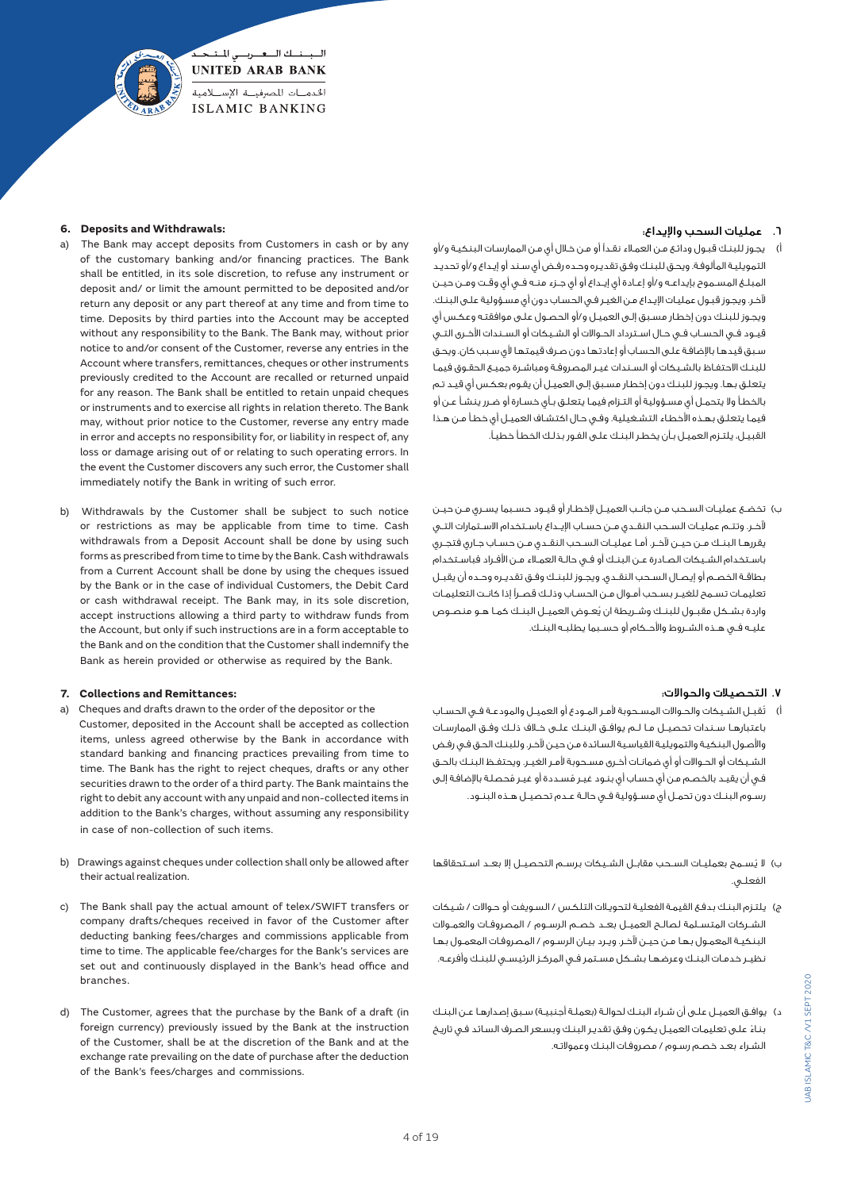## 6. Deposits and Withdrawals:

a) The Bank may accept deposits from Customers in cash or by any of the customary banking and/or financing practices. The Bank shall be entitled, in its sole discretion, to refuse any instrument or deposit and/ or limit the amount permitted to be deposited and/or return any deposit or any part thereof at any time and from time to time. Deposits by third parties into the Account may be accepted without any responsibility to the Bank. The Bank may, without prior notice to and/or consent of the Customer, reverse any entries in the Account where transfers, remittances, cheques or other instruments previously credited to the Account are recalled or returned unpaid for any reason. The Bank shall be entitled to retain unpaid cheques or instruments and to exercise all rights in relation thereto. The Bank may, without prior notice to the Customer, reverse any entry made in error and accepts no responsibility for, or liability in respect of, any loss or damage arising out of or relating to such operating errors. In the event the Customer discovers any such error, the Customer shall immediately notify the Bank in writing of such error.

b) Withdrawals by the Customer shall be subject to such notice or restrictions as may be applicable from time to time. Cash withdrawals from a Deposit Account shall be done by using such forms as prescribed from time to time by the Bank. Cash withdrawals from a Current Account shall be done by using the cheques issued by the Bank or in the case of individual Customers, the Debit Card or cash withdrawal receipt. The Bank may, in its sole discretion, accept instructions allowing a third party to withdraw funds from the Account, but only if such instructions are in a form acceptable to the Bank and on the condition that the Customer shall indemnify the Bank as herein provided or otherwise as required by the Bank.

## 7. Collections and Remittances:

a) Cheques and drafts drawn to the order of the depositor or the Customer, deposited in the Account shall be accepted as collection items, unless agreed otherwise by the Bank in accordance with standard banking and financing practices prevailing from time to time. The Bank has the right to reject cheques, drafts or any other securities drawn to the order of a third party. The Bank maintains the right to debit any account with any unpaid and non-collected items in addition to the Bank's charges, without assuming any responsibility in case of non-collection of such items.

b) Drawings against cheques under collection shall only be allowed after their actual realization.

c) The Bank shall pay the actual amount of telex/SWIFT transfers or company drafts/cheques received in favor of the Customer after deducting banking fees/charges and commissions applicable from time to time. The applicable fee/charges for the Bank's services are set out and continuously displayed in the Bank's head office and branches.

d) The Customer, agrees that the purchase by the Bank of a draft (in foreign currency) previously issued by the Bank at the instruction of the Customer, shall be at the discretion of the Bank and at the exchange rate prevailing on the date of purchase after the deduction of the Bank's fees/charges and commissions.

## ٦. عمليات السحب والإيداع:

أ) يجوز للبنك قبول ودائع من العملاء نقداً أو من خلال أي من الممارسات البنكية و/أو التمويلية المألوفة. ويحق للبنك وفق تقديره وحده رفض أي سند أو إيداع و/أو تحديد المبلغ المسموح بإيداعه و/أو إعادة أي إيداع أو أي جزء منه في أي وقت ومن حين لآخر. ويجوز قبول عمليات الإيداع من الغير في الحساب دون أي مسؤولية على البنك. ويجوز للبنك دون إخطار مسبق إلى العميل و/أو الحصول على موافقته وعكس أي قيود في الحساب في حال استرداد الحوالات أو الشيكات أو السندات الأخرى التي سبق قيدها بالإضافة على الحساب أو إعادتها دون صرف قيمتها لأي سبب كان. ويحق للبنك الاحتفاظ بالشيكات أو السندات غير المصروفة ومباشرة جميع الحقوق فيما يتعلق بها. ويجوز للبنك دون إخطار مسبق إلى العميل أن يقوم بعكس أي قيد تم بالخطأ ولا يتحمل أي مسؤولية أو التزام فيما يتعلق بأي خسارة أو ضرر ينشأ عن أو فيما يتعلق بهذه الأخطاء التشغيلية. وفي حال اكتشاف العميل أي خطأ من هذا القبيل، يلتزم العميل بأن يخطر البنك على الفور بذلك الخطأ خطياً.

ب) تخضع عمليات السحب من جانب العميل لإخطار أو قيود حسبما يسري من حين لآخر. وتتم عمليات السحب النقدي من حساب الإيداع باستخدام الاستمارات التي يقررها البنك من حين لآخر. أما عمليات السحب النقدي من حساب جاري فتجري باستخدام الشيكات الصادرة عن البنك أو في حالة العملاء من الأفراد فباستخدام بطاقة الخصم أو إيصال السحب النقدي. ويجوز للبنك وفق تقديره وحده أن يقبل تعليمات تسمح للغير بسحب أموال من الحساب وذلك قصراً إذا كانت التعليمات واردة بشكل مقبول للبنك وشريطة ان يُعوض العميل البنك كما هو منصوص عليه في هذه الشروط والأحكام أو حسبما يطلبه البنك.

## ٧. التحصيلات والحوالات:

أ) تقبل الشيكات والحوالات المسحوبة لأمر المودع أو العميل والمودعة في الحساب باعتبارها سندات تحصيل ما لم يوافق البنك على خلاف ذلك وفق الممارسات والأصول البنكية والتمويلية القياسية السائدة من حين لآخر. وللبنك الحق في رفض الشيكات أو الحوالات أو أي ضمانات أخرى مسحوبة لأمر الغير. ويحتفظ البنك بالحق في أن يقيد بالخصم من أي حساب أي بنود غير مُسددة أو غير مُحصلة بالإضافة إلى رسوم البنك دون تحمل أي مسؤولية في حالة عدم تحصيل هذه البنود.

ب) لا يُسمح بعمليات السحب مقابل الشيكات برسم التحصيل إلا بعد استحقاقها الفعلي.

ج) يلتزم البنك بدفع القيمة الفعلية لتحويلات التلكس / السويفت أو حوالات / شيكات الشركات المتسلمة لصالح العميل بعد خصم الرسوم / المصروفات والعمولات البنكية المعمول بها من حين لآخر. ويرد بيان الرسوم / المصروفات المعمول بها نظير خدمات البنك وعرضها بشكل مستمر في المركز الرئيسي للبنك وأفرعه.

د) يوافق العميل على أن شراء البنك لحوالة (بعملة أجنبية) سبق إصدارها عن البنك بناءً على تعليمات العميل يكون وفق تقدير البنك وبسعر الصرف السائد في تاريخ الشراء بعد خصم رسوم / مصروفات البنك وعمولاته.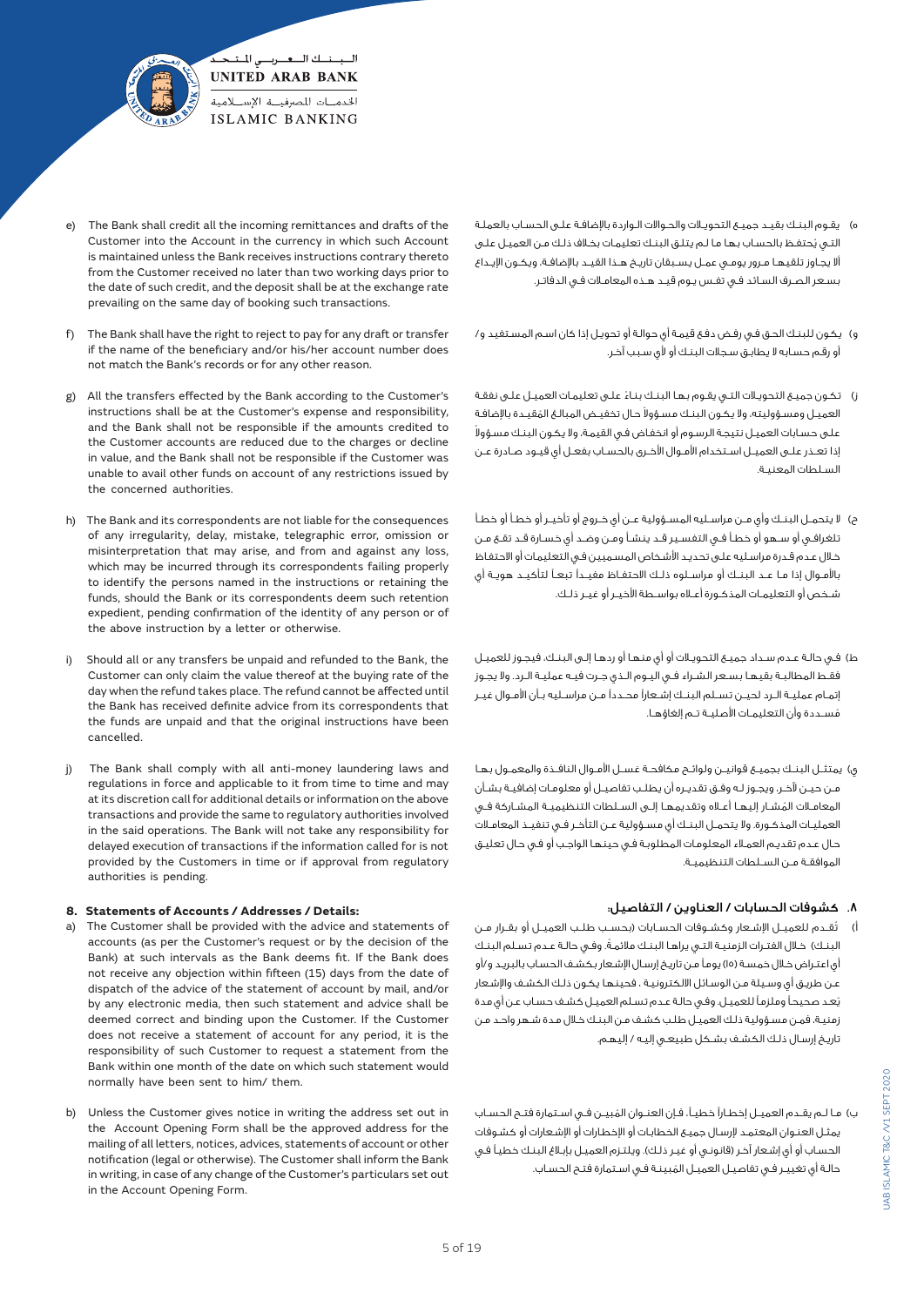e) The Bank shall credit all the incoming remittances and drafts of the Customer into the Account in the currency in which such Account is maintained unless the Bank receives instructions contrary thereto from the Customer received no later than two working days prior to the date of such credit, and the deposit shall be at the exchange rate prevailing on the same day of booking such transactions.

f) The Bank shall have the right to reject to pay for any draft or transfer if the name of the beneficiary and/or his/her account number does not match the Bank's records or for any other reason.

g) All the transfers effected by the Bank according to the Customer's instructions shall be at the Customer's expense and responsibility, and the Bank shall not be responsible if the amounts credited to the Customer accounts are reduced due to the charges or decline in value, and the Bank shall not be responsible if the Customer was unable to avail other funds on account of any restrictions issued by the concerned authorities.

h) The Bank and its correspondents are not liable for the consequences of any irregularity, delay, mistake, telegraphic error, omission or misinterpretation that may arise, and from and against any loss, which may be incurred through its correspondents failing properly to identify the persons named in the instructions or retaining the funds, should the Bank or its correspondents deem such retention expedient, pending confirmation of the identity of any person or of the above instruction by a letter or otherwise.

i) Should all or any transfers be unpaid and refunded to the Bank, the Customer can only claim the value thereof at the buying rate of the day when the refund takes place. The refund cannot be affected until the Bank has received definite advice from its correspondents that the funds are unpaid and that the original instructions have been cancelled.

j) The Bank shall comply with all anti-money laundering laws and regulations in force and applicable to it from time to time and may at its discretion call for additional details or information on the above transactions and provide the same to regulatory authorities involved in the said operations. The Bank will not take any responsibility for delayed execution of transactions if the information called for is not provided by the Customers in time or if approval from regulatory authorities is pending.

### 8. Statements of Accounts / Addresses / Details:

a) The Customer shall be provided with the advice and statements of accounts (as per the Customer's request or by the decision of the Bank) at such intervals as the Bank deems fit. If the Bank does not receive any objection within fifteen (15) days from the date of dispatch of the advice of the statement of account by mail, and/or by any electronic media, then such statement and advice shall be deemed correct and binding upon the Customer. If the Customer does not receive a statement of account for any period, it is the responsibility of such Customer to request a statement from the Bank within one month of the date on which such statement would normally have been sent to him/ them.

b) Unless the Customer gives notice in writing the address set out in the Account Opening Form shall be the approved address for the mailing of all letters, notices, advices, statements of account or other notification (legal or otherwise). The Customer shall inform the Bank in writing, in case of any change of the Customer's particulars set out in the Account Opening Form.

هـ) يقـوم البنـك بقيـد جميـع التحويـلات والحـوالات الـواردة بالإضافـة علـى الحسـاب بالعملـة التـي يُحتفـظ بالحسـاب بهـا مـا لـم يتلـق البنـك تعليمـات بخـلاف ذلـك مـن العميـل علـى ألا يجـاوز تلقيهـا مـرور يومـي عمـل يسـبقان تاريـخ هـذا القيـد بالإضافـة، ويكـون الإيـداع بسـعر الصـرف السـائد فـي نفـس يـوم قيـد هـذه المعامـلات فـي الدفاتـر.

و) يكـون للبنـك الحـق فـي رفـض دفـع قيمـة أي حوالـة أو تحويـل إذا كان اسـم المسـتفيد و/ أو رقـم حسـابه لا يطابـق سـجلات البنـك أو لأي سـبب آخـر.

ز) تكـون جميـع التحويـلات التـي يقـوم بهـا البنـك بنـاءً علـى تعليمـات العميـل علـى نفقـة العميـل ومسـؤوليته، ولا يكـون البنـك مسـؤولاً حـال تخفيـض المبالـغ المُقيـدة بالإضافـة علـى حسـابات العميـل نتيجـة الرسـوم أو انخفـاض فـي القيمـة، ولا يكـون البنـك مسـؤولاً إذا تعـذر علـى العميـل اسـتخدام الأمـوال الأخـرى بالحسـاب بفعـل أي قيـود صـادرة عـن السـلطات المعنيـة.

ح) لا يتحمـل البنـك وأي مـن مراسـليه المسـؤولية عـن أي خـروج أو تأخيـر أو خطـأ أو خطـأ تلغرافـي أو سـهو أو خطـأ فـي التفسـير قـد ينشـأ ومـن وضـد أي خسـارة قـد تقـع مـن خـلال عـدم قـدرة مراسـليه علـى تحديـد الأشـخاص المسـميين فـي التعليمـات أو الاحتفـاظ بالأمـوال إذا مـا عـد البنـك أو مراسـلوه ذلـك الاحتفـاظ مفيـداً تبعـاً لتأكيـد هويـة أي شـخص أو التعليمـات المذكـورة أعـلاه بواسـطة الأخيـر أو غيـر ذلـك.

ط) فـي حالـة عـدم سـداد جميـع التحويـلات أو أي منهـا أو ردهـا إلـى البنـك، فيجـوز للعميـل فقـط المطالبـة بقيمهـا بسـعر الشـراء فـي اليـوم الـذي جـرت فيـه عمليـة الـرد. ولا يجـوز إتمـام عمليـة الـرد لحيـن تسـلم البنـك إشـعاراً محـدداً مـن مراسـليه بـأن الأمـوال غيـر مُسـددة وأن التعليمـات الأصليـة تـم إلغاؤهـا.

ي) يمتثـل البنـك بجميـع قوانيـن ولوائـح مكافحـة غسـل الأمـوال النافـذة والمعمـول بهـا مـن حيـن لآخـر، ويجـوز لـه وفـق تقديـره أن يطلـب تفاصيـل أو معلومـات إضافيـة بشـأن المعامـلات المُشـار إليهـا أعـلاه وتقديمهـا إلـى السـلطات التنظيميـة المشـاركة فـي العمليـات المذكـورة. ولا يتحمـل البنـك أي مسـؤولية عـن التأخـر فـي تنفيـذ المعامـلات حـال عـدم تقديـم العمـلاء المعلومـات المطلوبـة فـي حينهـا الواجـب أو فـي حـال تعليـق الموافقـة مـن السـلطات التنظيميـة.

### ٨. كشوفات الحسابات / العناوين / التفاصيل:

أ) تُقـدم للعميـل الإشـعار وكشـوفات الحسـابات (بحسـب طلـب العميـل أو بقـرار مـن البنـك) خـلال الفتـرات الزمنيـة التـي يراهـا البنـك ملائمـة. وفـي حالـة عـدم تسـلم البنـك أي اعتـراض خـلال خمسـة (١٥) يومـاً مـن تاريـخ إرسـال الإشـعار بكشـف الحسـاب بالبريـد و/أو عـن طريـق أي وسـيلة مـن الوسـائل الالكترونيـة ، فحينهـا يكـون ذلـك الكشـف والإشـعار يُعـد صحيحـاً وملزمـاً للعميـل. وفـي حالـة عـدم تسـلم العميـل كشـف حسـاب عـن أي مـدة زمنيـة، فمـن مسـؤولية ذلـك العميـل طلـب كشـف مـن البنـك خـلال مـدة شـهر واحـد مـن تاريـخ إرسـال ذلـك الكشـف بشـكل طبيعـي إليـه / إليهـم.

ب) مـا لـم يقـدم العميـل إخطـاراً خطيـاً، فـإن العنـوان المُبيـن فـي اسـتمارة فتـح الحسـاب يمثـل العنـوان المعتمـد لإرسـال جميـع الخطابـات أو الإخطـارات أو الإشـعارات أو كشـوفات الحسـاب أو أي إشـعار آخـر (قانونـي أو غيـر ذلـك). ويلتـزم العميـل بإبـلاغ البنـك خطيـاً فـي حالـة أي تغييـر فـي تفاصيـل العميـل المُبينـة فـي اسـتمارة فتـح الحسـاب.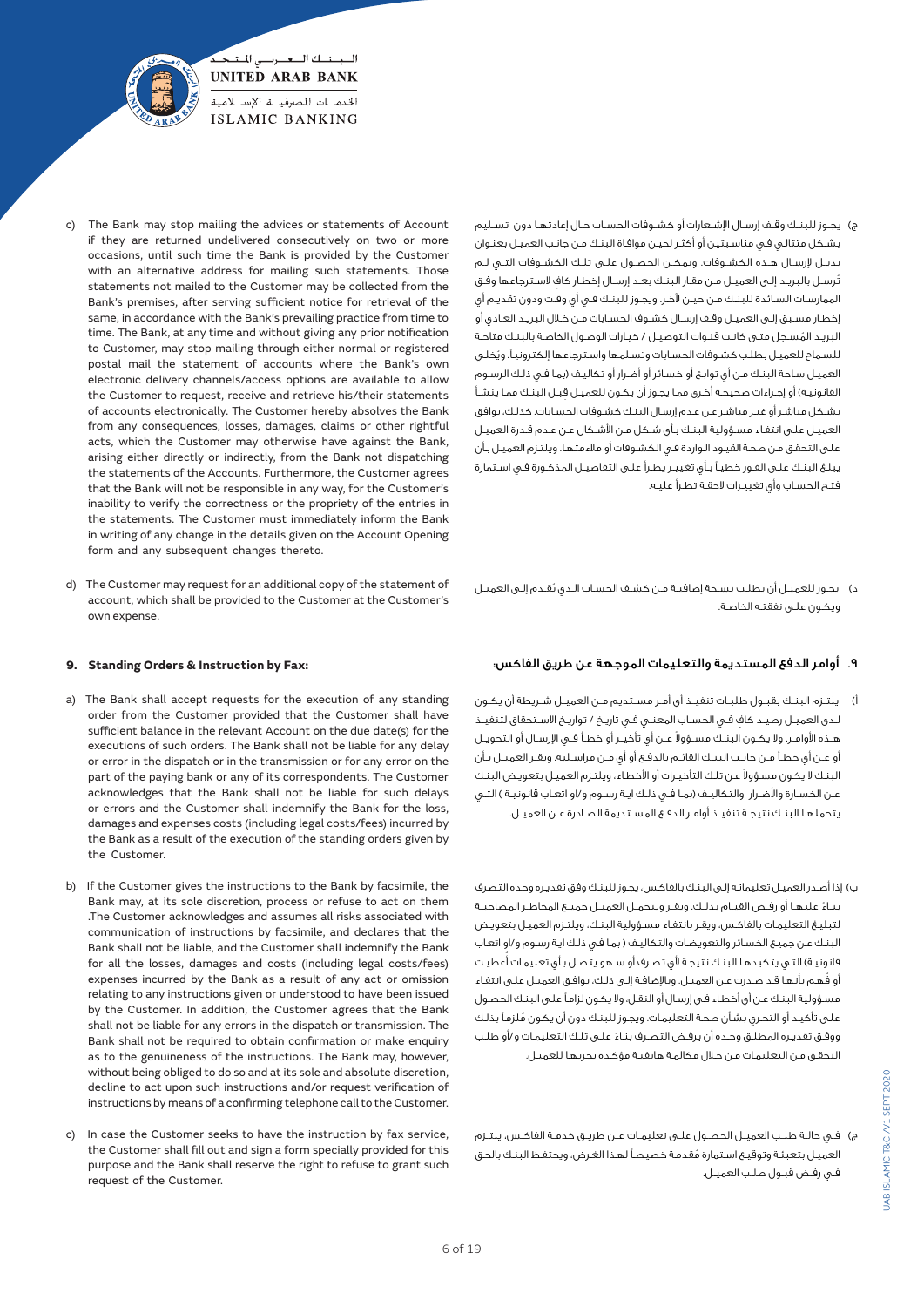c) The Bank may stop mailing the advices or statements of Account if they are returned undelivered consecutively on two or more occasions, until such time the Bank is provided by the Customer with an alternative address for mailing such statements. Those statements not mailed to the Customer may be collected from the Bank's premises, after serving sufficient notice for retrieval of the same, in accordance with the Bank's prevailing practice from time to time. The Bank, at any time and without giving any prior notification to Customer, may stop mailing through either normal or registered postal mail the statement of accounts where the Bank's own electronic delivery channels/access options are available to allow the Customer to request, receive and retrieve his/their statements of accounts electronically. The Customer hereby absolves the Bank from any consequences, losses, damages, claims or other rightful acts, which the Customer may otherwise have against the Bank, arising either directly or indirectly, from the Bank not dispatching the statements of the Accounts. Furthermore, the Customer agrees that the Bank will not be responsible in any way, for the Customer's inability to verify the correctness or the propriety of the entries in the statements. The Customer must immediately inform the Bank in writing of any change in the details given on the Account Opening form and any subsequent changes thereto.

d) The Customer may request for an additional copy of the statement of account, which shall be provided to the Customer at the Customer's own expense.

### 9. Standing Orders & Instruction by Fax:

a) The Bank shall accept requests for the execution of any standing order from the Customer provided that the Customer shall have sufficient balance in the relevant Account on the due date(s) for the executions of such orders. The Bank shall not be liable for any delay or error in the dispatch or in the transmission or for any error on the part of the paying bank or any of its correspondents. The Customer acknowledges that the Bank shall not be liable for such delays or errors and the Customer shall indemnify the Bank for the loss, damages and expenses costs (including legal costs/fees) incurred by the Bank as a result of the execution of the standing orders given by the Customer.

b) If the Customer gives the instructions to the Bank by facsimile, the Bank may, at its sole discretion, process or refuse to act on them .The Customer acknowledges and assumes all risks associated with communication of instructions by facsimile, and declares that the Bank shall not be liable, and the Customer shall indemnify the Bank for all the losses, damages and costs (including legal costs/fees) expenses incurred by the Bank as a result of any act or omission relating to any instructions given or understood to have been issued by the Customer. In addition, the Customer agrees that the Bank shall not be liable for any errors in the dispatch or transmission. The Bank shall not be required to obtain confirmation or make enquiry as to the genuineness of the instructions. The Bank may, however, without being obliged to do so and at its sole and absolute discretion, decline to act upon such instructions and/or request verification of instructions by means of a confirming telephone call to the Customer.

c) In case the Customer seeks to have the instruction by fax service, the Customer shall fill out and sign a form specially provided for this purpose and the Bank shall reserve the right to refuse to grant such request of the Customer.

ج) يجوز للبنك وقف إرسال الإشعارات أو كشوفات الحساب حال إعادتها دون تسليم بشكل متتالي في مناسبتين أو أكثر لحين موافاة البنك من جانب العميل بعنوان بديل لإرسال هذه الكشوفات. ويمكن الحصول على تلك الكشوفات التي لم تُرسل بالبريد إلى العميل من مقار البنك بعد إرسال إخطار كافٍ لاسترجاعها وفق الممارسات السائدة للبنك من حين لآخر. ويجوز للبنك في أي وقت ودون تقديم أي إخطار مسبق إلى العميل وقف إرسال كشوف الحسابات من خلال البريد العادي أو البريد المُسجل متى كانت قنوات التوصيل / خيارات الوصول الخاصة بالبنك متاحة للسماح للعميل بطلب كشوفات الحسابات وتسلمها واسترجاعها إلكترونياً. ويُخلي العميل ساحة البنك من أي توابع أو خسائر أو أضرار أو تكاليف (بما في ذلك الرسوم القانونية) أو إجراءات صحيحة أخرى مما يجوز أن يكون للعميل قِبل البنك مما ينشأ بشكل مباشر أو غير مباشر عن عدم إرسال البنك كشوفات الحسابات. كذلك، يوافق العميل على انتفاء مسؤولية البنك بأي شكل من الأشكال عن عدم قدرة العميل على التحقق من صحة القيود الواردة في الكشوفات أو ملاءمتها. ويلتزم العميل بأن يبلغ البنك على الفور خطياً بأي تغيير يطرأ على التفاصيل المذكورة في استمارة فتح الحساب وأي تغييرات لاحقة تطرأ عليه.

د) يجوز للعميل أن يطلب نسخة إضافية من كشف الحساب الذي يُقدم إلى العميل ويكون على نفقته الخاصة.

### ٩. أوامر الدفع المستديمة والتعليمات الموجهة عن طريق الفاكس:

أ) يلتزم البنك بقبول طلبات تنفيذ أي أمر مستديم من العميل شريطة أن يكون لدى العميل رصيد كافٍ في الحساب المعني في تاريخ / تواريخ الاستحقاق لتنفيذ هذه الأوامر. ولا يكون البنك مسؤولاً عن أي تأخير أو خطأ في الإرسال أو التحويل أو عن أي خطأ من جانب البنك القائم بالدفع أو أي من مراسليه. ويقر العميل بأن البنك لا يكون مسؤولاً عن تلك التأخيرات أو الأخطاء، ويلتزم العميل بتعويض البنك عن الخسارة والأضرار والتكاليف (بما في ذلك اية رسوم و/او اتعاب قانونية) التي يتحملها البنك نتيجة تنفيذ أوامر الدفع المستديمة الصادرة عن العميل.

ب) إذا أصدر العميل تعليماته إلى البنك بالفاكس، يجوز للبنك وفق تقديره وحده التصرف بناءً عليها أو رفض القيام بذلك. ويقر ويتحمل العميل جميع المخاطر المصاحبة لتبليغ التعليمات بالفاكس، ويقر بانتفاء مسؤولية البنك، ويلتزم العميل بتعويض البنك عن جميع الخسائر والتعويضات والتكاليف ( بما في ذلك اية رسوم و/او اتعاب قانونية) التي يتكبدها البنك نتيجة لأي تصرف أو سهو يتصل بأي تعليمات أُعطيت أو فُهم بأنها قد صدرت عن العميل. وبالإضافة إلى ذلك، يوافق العميل على انتفاء مسؤولية البنك عن أي أخطاء في إرسال أو النقل، ولا يكون ملزماً على البنك الحصول على تأكيد أو التحري بشأن صحة التعليمات. ويجوز للبنك دون أن يكون ملزماً بذلك ووفق تقديره المطلق وحده أن يرفض التصرف بناءً على تلك التعليمات و/أو طلب التحقق من التعليمات من خلال مكالمة هاتفية مؤكدة يجريها للعميل.

ج) في حالة طلب العميل الحصول على تعليمات عن طريق خدمة الفاكس، يلتزم العميل بتعبئة وتوقيع استمارة مُقدمة خصيصاً لهذا الغرض، ويحتفظ البنك بالحق في رفض قبول طلب العميل.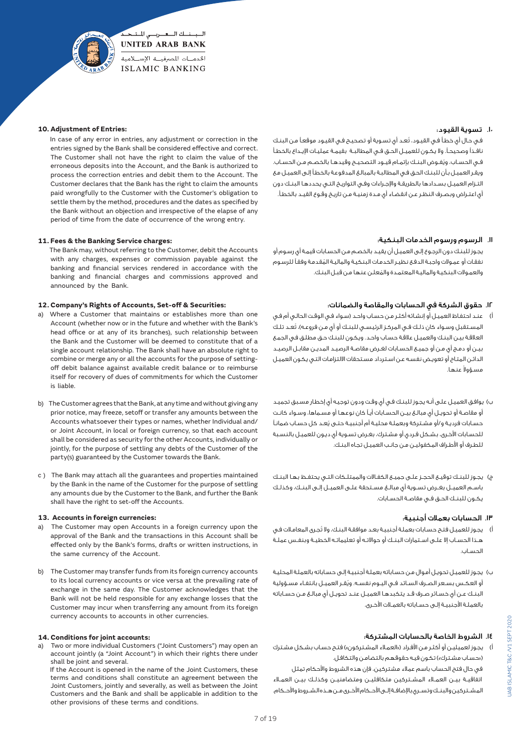### 10. Adjustment of Entries:

In case of any error in entries, any adjustment or correction in the entries signed by the Bank shall be considered effective and correct. The Customer shall not have the right to claim the value of the erroneous deposits into the Account, and the Bank is authorized to process the correction entries and debit them to the Account. The Customer declares that the Bank has the right to claim the amounts paid wrongfully to the Customer with the Customer's obligation to settle them by the method, procedures and the dates as specified by the Bank without an objection and irrespective of the elapse of any period of time from the date of occurrence of the wrong entry.

### 11. Fees & the Banking Service charges:

The Bank may, without referring to the Customer, debit the Accounts with any charges, expenses or commission payable against the banking and financial services rendered in accordance with the banking and financial charges and commissions approved and announced by the Bank.

### 12. Company's Rights of Accounts, Set-off & Securities:

a) Where a Customer that maintains or establishes more than one Account (whether now or in the future and whether with the Bank's head office or at any of its branches), such relationship between the Bank and the Customer will be deemed to constitute that of a single account relationship. The Bank shall have an absolute right to combine or merge any or all the accounts for the purpose of setting-off debit balance against available credit balance or to reimburse itself for recovery of dues of commitments for which the Customer is liable.

b) The Customer agrees that the Bank, at any time and without giving any prior notice, may freeze, setoff or transfer any amounts between the Accounts whatsoever their types or names, whether Individual and/or Joint Account, in local or foreign currency, so that each account shall be considered as security for the other Accounts, individually or jointly, for the purpose of settling any debts of the Customer of the party(s) guaranteed by the Customer towards the Bank.

c) The Bank may attach all the guarantees and properties maintained by the Bank in the name of the Customer for the purpose of settling any amounts due by the Customer to the Bank, and further the Bank shall have the right to set-off the Accounts.

### 13. Accounts in foreign currencies:

a) The Customer may open Accounts in a foreign currency upon the approval of the Bank and the transactions in this Account shall be effected only by the Bank's forms, drafts or written instructions, in the same currency of the Account.

b) The Customer may transfer funds from its foreign currency accounts to its local currency accounts or vice versa at the prevailing rate of exchange in the same day. The Customer acknowledges that the Bank will not be held responsible for any exchange losses that the Customer may incur when transferring any amount from its foreign currency accounts to accounts in other currencies.

### 14. Conditions for joint accounts:

a) Two or more individual Customers ("Joint Customers") may open an account jointly (a "Joint Account") in which their rights there under shall be joint and several.

If the Account is opened in the name of the Joint Customers, these terms and conditions shall constitute an agreement between the Joint Customers, jointly and severally, as well as between the Joint Customers and the Bank and shall be applicable in addition to the other provisions of these terms and conditions.

### ١٠. تسوية القيود:

في حال أي خطأ في القيود، تُعد أي تسوية أو تصحيح في القيود موقعاً من البنك نافذاً وصحيحاً. ولا يكون للعميل الحق في المطالبة بقيمة عمليات الإيداع بالخطأ في الحساب، ويُفوض البنك بإتمام قيود التصحيح وقيدها بالخصم من الحساب. ويقر العميل بأن للبنك الحق في المطالبة بالمبالغ المدفوعة بالخطأ إلى العميل مع التزام العميل بسدادها بالطريقة والإجراءات وفي التواريخ التي يحددها البنك دون أي اعتراض وبصرف النظر عن انقضاء أي مدة زمنية من تاريخ وقوع القيد بالخطأ.

### ١١. الرسوم ورسوم الخدمات البنكية:

يجوز للبنك دون الرجوع إلى العميل أن يقيد بالخصم من الحسابات قيمة أي رسوم أو نفقات أو عمولات واجبة الدفع نظير الخدمات البنكية والمالية المُقدمة وفقاً للرسوم والعمولات البنكية والمالية المعتمدة والمُعلن عنها من قبل البنك.

### ١٢. حقوق الشركة في الحسابات والمقاصة والضمانات:

أ) عند احتفاظ العميل أو إنشائه أكثر من حساب واحد (سواء في الوقت الحالي أم في المستقبل وسواء كان ذلك في المركز الرئيسي للبنك أو أي من فروعه)، تعد تلك العلاقة بين البنك والعميل علاقة حساب واحد. ويكون للبنك حق مطلق في الجمع بين أو دمج أي من أو جميع الحسابات لغرض مقاصة الرصيد المدين مقابل الرصيد الدائن المتاح أو تعويض نفسه عن استرداد مستحقات الالتزامات التي يكون العميل مسؤولاً عنها.

ب) يوافق العميل على أنه يجوز للبنك في أي وقت ودون توجيه أي إخطار مسبق تجميد أو مقاصة أو تحويل أي مبالغ بين الحسابات أياً كان نوعها أو مسماها، وسواء كانت حسابات فردية و/أو مشتركة وبعملة محلية أم أجنبية حتى يُعد كل حساب ضماناً للحسابات الأخرى، بشكل فردي أو مشترك، بغرض تسوية أي ديون للعميل بالنسبة للطرف أو الأطراف المكفولين من جانب العميل تجاه البنك.

ج) يجوز للبنك توقيع الحجز على جميع الكفالات والممتلكات التي يحتفظ بها البنك باسم العميل بغرض تسوية أي مبالغ مستحقة على العميل إلى البنك، وكذلك يكون للبنك الحق في مقاصة الحسابات.

### ١٣. الحسابات بعملات أجنبية:

أ) يجوز للعميل فتح حسابات بعملة أجنبية بعد موافقة البنك، ولا تُجرى المعاملات في هذا الحساب إلا على استمارات البنك أو حوالاته أو تعليماته الخطية وبنفس عملة الحساب.

ب) يجوز للعميل تحويل أموال من حساباته بعملة أجنبية إلى حساباته بالعملة المحلية أو العكس بسعر الصرف السائد في اليوم نفسه. ويُقر العميل بانتفاء مسؤولية البنك عن أي خسائر صرف قد يتكبدها العميل عند تحويل أي مبالغ من حساباته بالعملة الأجنبية إلى حساباته بالعملات الأخرى.

### ١٤. الشروط الخاصة بالحسابات المشتركة:

أ) يجوز لعميلين أو أكثر من الأفراد («العملاء المشتركون») فتح حساب بشكل مشترك («حساب مشترك») تكون فيه حقوقهم بالتضامن والتكافل.

في حال فتح الحساب باسم عملاء مشتركين، فإن هذه الشروط والأحكام تمثل اتفاقية بين العملاء المشتركين متكافلين ومتضامنين وكذلك بين العملاء المشتركين والبنك وتسري بالإضافة إلى الأحكام الأخرى من هذه الشروط والأحكام.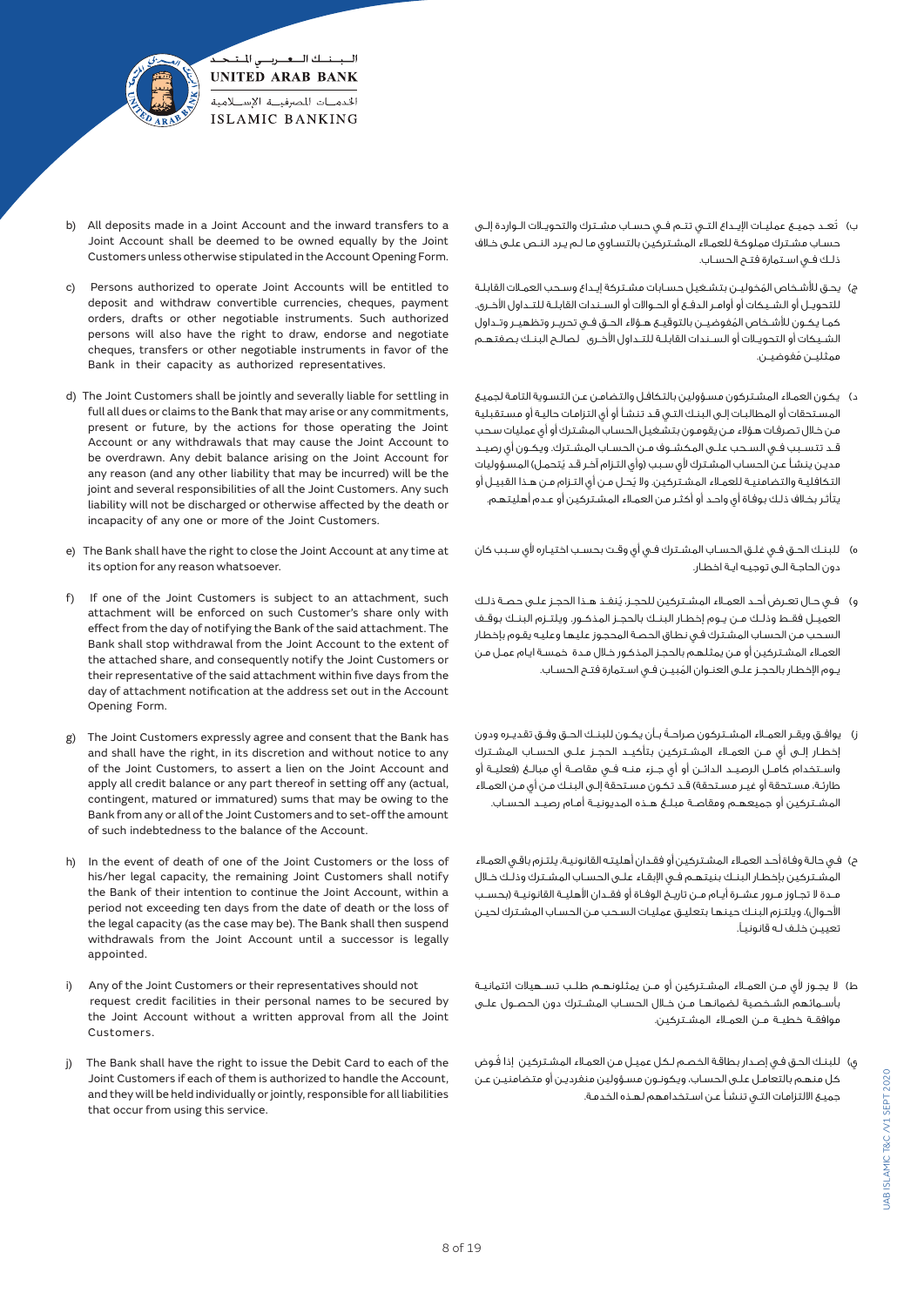b) All deposits made in a Joint Account and the inward transfers to a Joint Account shall be deemed to be owned equally by the Joint Customers unless otherwise stipulated in the Account Opening Form.

c) Persons authorized to operate Joint Accounts will be entitled to deposit and withdraw convertible currencies, cheques, payment orders, drafts or other negotiable instruments. Such authorized persons will also have the right to draw, endorse and negotiate cheques, transfers or other negotiable instruments in favor of the Bank in their capacity as authorized representatives.

d) The Joint Customers shall be jointly and severally liable for settling in full all dues or claims to the Bank that may arise or any commitments, present or future, by the actions for those operating the Joint Account or any withdrawals that may cause the Joint Account to be overdrawn. Any debit balance arising on the Joint Account for any reason (and any other liability that may be incurred) will be the joint and several responsibilities of all the Joint Customers. Any such liability will not be discharged or otherwise affected by the death or incapacity of any one or more of the Joint Customers.

e) The Bank shall have the right to close the Joint Account at any time at its option for any reason whatsoever.

f) If one of the Joint Customers is subject to an attachment, such attachment will be enforced on such Customer's share only with effect from the day of notifying the Bank of the said attachment. The Bank shall stop withdrawal from the Joint Account to the extent of the attached share, and consequently notify the Joint Customers or their representative of the said attachment within five days from the day of attachment notification at the address set out in the Account Opening Form.

g) The Joint Customers expressly agree and consent that the Bank has and shall have the right, in its discretion and without notice to any of the Joint Customers, to assert a lien on the Joint Account and apply all credit balance or any part thereof in setting off any (actual, contingent, matured or immatured) sums that may be owing to the Bank from any or all of the Joint Customers and to set-off the amount of such indebtedness to the balance of the Account.

h) In the event of death of one of the Joint Customers or the loss of his/her legal capacity, the remaining Joint Customers shall notify the Bank of their intention to continue the Joint Account, within a period not exceeding ten days from the date of death or the loss of the legal capacity (as the case may be). The Bank shall then suspend withdrawals from the Joint Account until a successor is legally appointed.

i) Any of the Joint Customers or their representatives should not request credit facilities in their personal names to be secured by the Joint Account without a written approval from all the Joint Customers.

j) The Bank shall have the right to issue the Debit Card to each of the Joint Customers if each of them is authorized to handle the Account, and they will be held individually or jointly, responsible for all liabilities that occur from using this service.

ب) تُعـد جميـع عمليـات الإيـداع التـي تتـم فـي حسـاب مشـترك والتحويـلات الـواردة إلـى حسـاب مشـترك مملوكـة للعمـلاء المشـتركين بالتسـاوي مـا لـم يـرد النـص علـى خـلاف ذلـك فـي اسـتمارة فتـح الحسـاب.

ج) يحـق للأشـخاص المُخوليـن بتشـغيل حسـابات مشـتركة إيـداع وسـحب العمـلات القابلـة للتحويـل أو الشـيكات أو أوامـر الدفـع أو الحـوالات أو السـندات القابلـة للتـداول الأخـرى. كمـا يكـون للأشـخاص المُفوضيـن بالتوقيـع هـؤلاء الحـق فـي تحريـر وتظهيـر وتـداول الشـيكات أو التحويـلات أو السـندات القابلـة للتـداول الأخـرى لصالـح البنـك بصفتهـم ممثليـن مُفوضيـن.

د) يكـون العمـلاء المشـتركون مسـؤولين بالتكافـل والتضامـن عـن التسـوية التامـة لجميـع المسـتحقات أو المطالبـات إلـى البنـك التـي قـد تنشـأ أو أي التزامـات حاليـة أو مسـتقبلية مـن خـلال تصرفـات هـؤلاء مـن يقومـون بتشـغيل الحسـاب المشـترك أو أي عمليـات سـحب قـد تتسـبب فـي السـحب علـى المكشـوف مـن الحسـاب المشـترك. ويكـون أي رصيـد مديـن ينشـأ عـن الحسـاب المشـترك لأي سـبب (وأي التـزام آخـر قـد يُتحمـل) المسـؤوليات التكافليـة والتضامنيـة للعمـلاء المشـتركين. ولا يَحـل مـن أي التـزام مـن هـذا القبيـل أو يتأثـر بخـلاف ذلـك بوفـاة أي واحـد أو أكثـر مـن العمـلاء المشـتركين أو عـدم أهليتهـم.

هـ) للبنـك الحـق فـي غلـق الحسـاب المشـترك فـي أي وقـت بحسـب اختيـاره لأي سـبب كان دون الحاجـة الـى توجيـه ايـة اخطـار.

و) فـي حـال تعـرض أحـد العمـلاء المشـتركين للحجـز، يُنفـذ هـذا الحجـز علـى حصـة ذلـك العميـل فقـط وذلـك مـن يـوم إخطـار البنـك بالحجـز المذكـور. ويلتـزم البنـك بوقـف السـحب مـن الحسـاب المشـترك فـي نطـاق الحصـة المحجـوز عليهـا وعليـه يقـوم بإخطـار العمـلاء المشـتركين أو مـن يمثلهـم بالحجـز المذكـور خـلال مـدة خمسـة ايـام عمـل مـن يـوم الإخطـار بالحجـز علـى العنـوان المُبيـن فـي اسـتمارة فتـح الحسـاب.

ز) يوافـق ويقـر العمـلاء المشـتركون صراحـةً بـأن يكـون للبنـك الحـق وفـق تقديـره ودون إخطـار إلـى أي مـن العمـلاء المشـتركين بتأكيـد الحجـز علـى الحسـاب المشـترك واسـتخدام كامـل الرصيـد الدائـن أو أي جـزء منـه فـي مقاصـة أي مبالـغ (فعليـة أو طارئـة، مسـتحقة أو غيـر مسـتحقة) قـد تكـون مسـتحقة إلـى البنـك مـن أي مـن العمـلاء المشـتركين أو جميعهـم ومقاصـة مبلـغ هـذه المديونيـة أمـام رصيـد الحسـاب.

ح) فـي حالـة وفـاة أحـد العمـلاء المشـتركين أو فقـدان أهليتـه القانونيـة، يلتـزم باقـي العمـلاء المشـتركين بإخطـار البنـك بنيتهـم فـي الإبقـاء علـى الحسـاب المشـترك وذلـك خـلال مـدة لا تجـاوز مـرور عشـرة أيـام مـن تاريـخ الوفـاة أو فقـدان الأهليـة القانونيـة (بحسـب الأحـوال). ويلتـزم البنـك حينهـا بتعليـق عمليـات السـحب مـن الحسـاب المشـترك لحيـن تعييـن خلـف لـه قانونيـاً.

ط) لا يجـوز لأي مـن العمـلاء المشـتركين أو مـن يمثلونهـم طلـب تسـهيلات ائتمانيـة بأسـمائهم الشـخصية لضمانهـا مـن خـلال الحسـاب المشـترك دون الحصـول علـى موافقـة خطيـة مـن العمـلاء المشـتركين.

ي) للبنـك الحـق فـي إصـدار بطاقـة الخصـم لـكل عميـل مـن العمـلاء المشـتركين إذا فُـوض كل منهـم بالتعامـل علـى الحسـاب، ويكونـون مسـؤولين منفرديـن أو متضامنيـن عـن جميـع الالتزامـات التـي تنشـأ عـن اسـتخدامهم لهـذه الخدمـة.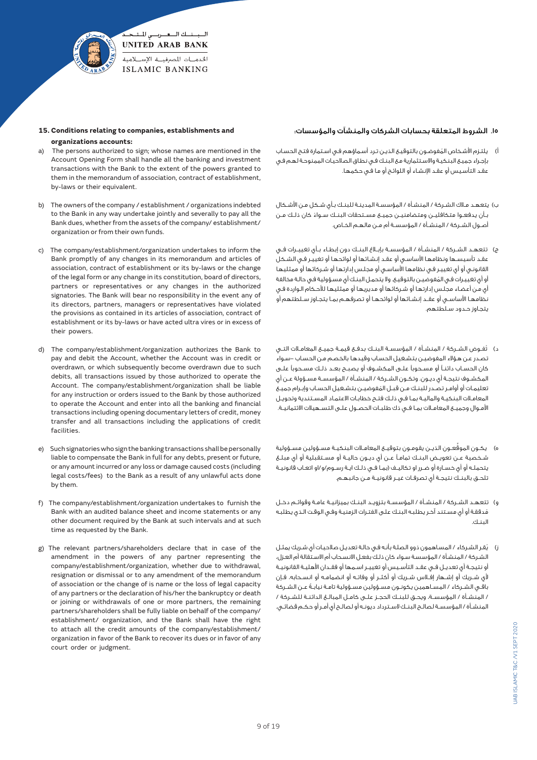## 15. Conditions relating to companies, establishments and organizations accounts:

a) The persons authorized to sign; whose names are mentioned in the Account Opening Form shall handle all the banking and investment transactions with the Bank to the extent of the powers granted to them in the memorandum of association, contract of establishment, by-laws or their equivalent.

b) The owners of the company / establishment / organizations indebted to the Bank in any way may undertake jointly and severally to pay all the Bank dues, whether from the assets of the company/ establishment/ organization or from their own funds.

c) The company/establishment/organization undertakes to inform the Bank promptly of any changes in its memorandum and articles of association, contract of establishment or its by-laws or the change of the legal form or any change in its constitution, board of directors, partners or representatives or any changes in the authorized signatories. The Bank will bear no responsibility in the event any of its directors, partners, managers or representatives have violated the provisions as contained in its articles of association, contract of establishment or its by-laws or have acted ultra vires or in excess of their powers.

d) The company/establishment/organization authorizes the Bank to pay and debit the Account, whether the Account was in credit or overdrawn, or which subsequently become overdrawn due to such debits, all transactions issued by those authorized to operate the Account. The company/establishment/organization shall be liable for any instruction or orders issued to the Bank by those authorized to operate the Account and enter into all the banking and financial transactions including opening documentary letters of credit, money transfer and all transactions including the applications of credit facilities.

e) Such signatories who sign the banking transactions shall be personally liable to compensate the Bank in full for any debts, present or future, or any amount incurred or any loss or damage caused costs (including legal costs/fees) to the Bank as a result of any unlawful acts done by them.

f) The company/establishment/organization undertakes to furnish the Bank with an audited balance sheet and income statements or any other document required by the Bank at such intervals and at such time as requested by the Bank.

g) The relevant partners/shareholders declare that in case of the amendment in the powers of any partner representing the company/establishment/organization, whether due to withdrawal, resignation or dismissal or to any amendment of the memorandum of association or the change of is name or the loss of legal capacity of any partners or the declaration of his/her the bankruptcy or death or joining or withdrawals of one or more partners, the remaining partners/shareholders shall be fully liable on behalf of the company/ establishment/ organization, and the Bank shall have the right to attach all the credit amounts of the company/establishment/ organization in favor of the Bank to recover its dues or in favor of any court order or judgment.

## ١٥. الشروط المتعلقة بحسابات الشركات والمنشآت والمؤسسات:

أ) يلتزم الأشخاص المُفوضون بالتوقيع الذين ترد أسماؤهم في استمارة فتح الحساب بإجراء جميع البنكية والاستثمارية مع البنك في نطاق الصلاحيات الممنوحة لهم في عقد التأسيس أو عقد الإنشاء أو اللوائح أو ما في حكمها.

ب) يتعهد ملاك الشركة / المنشأة / المؤسسة المدينة للبنك بأي شكل من الأشكال بأن يدفعوا متكافلين ومتضامنين جميع مستحقات البنك سواء كان ذلك من أصول الشركة / المنشأة / المؤسسة أم من مالهم الخاص.

ج) تتعهد الشركة / المنشأة / المؤسسة بإبلاغ البنك دون إبطاء بأي تغييرات في عقد تأسيسها ونظامها الأساسي أو عقد إنشائها أو لوائحها أو تغيير في الشكل القانوني أو أي تغيير في نظامها الأساسي أو مجلس إدارتها أو شركائها أو ممثليها أو أي تغييرات في المُفوضين بالتوقيع. ولا يتحمل البنك أي مسؤولية في حالة مخالفة أي من أعضاء مجلس إدارتها أو شركائها أو مديريها أو ممثليها للأحكام الواردة في نظامها الأساسي أو عقد إنشائها أو لوائحها أو تصرفهم بما يتجاوز سلطتهم أو يتجاوز حدود سلطتهم.

د) تُفوض الشركة / المنشأة / المؤسسة البنك بدفع قيمة جميع المعاملات التي تصدر عن هؤلاء المفوضين بتشغيل الحساب وقيدها بالخصم من الحساب -سواء كان الحساب دائناً أو مسحوباً على المكشوف أو يصبح بعد ذلك مسحوباً على المكشوف نتيجة أي ديون. وتكون الشركة / المنشأة / المؤسسة مسؤولة عن أي تعليمات أو أوامر تصدر للبنك من قبل المُفوضين بتشغيل الحساب وإبرام جميع المعاملات البنكية والمالية بما في ذلك فتح خطابات الاعتماد المستندية وتحويل الأموال وجميع المعاملات بما في ذك طلبات الحصول على التسهيلات الائتمانية.

ه) يكون الموقِّعون الذين يقومون بتوقيع المعاملات البنكية مسؤولين مسؤولية شخصية عن تعويض البنك تماماً عن أي ديون حالية أو مستقبلية أو أي مبلغ يتحمله أو أي خسارة أو ضرر او تكاليف (بما في ذلك اية رسوم/و/او اتعاب قانونية تلحق بالبنك نتيجة أي تصرفات غير قانونية من جانبهم.

و) تتعهد الشركة / المنشأة / المؤسسة بتزويد البنك بميزانية عامة وقوائم دخل مُدققة أو أي مستند آخر يطلبه البنك على الفترات الزمنية وفي الوقت الذي يطلبه البنك.

ز) يُقر الشركاء / المساهمون ذوو الصلة بأنه في حالة تعديل صلاحيات أي شريك يمثل الشركة / المنشأة / المؤسسة سواء كان ذلك بفعل الانسحاب أم الاستقالة أم العزل، أو نتيجة أي تعديل في عقد التأسيس أو تغيير اسمها أو فقدان الأهلية القانونية لأي شريك أو إشهار إفلاس شريك أو وفاته أو انضمامه أو انسحابه، فإن باقي الشركاء / المساهمين يكونون مسؤولين مسؤولية تامة نيابةً عن الشركة / المنشأة / المؤسسة، ويحق للبنك الحجز على كامل المبالغ الدائنة للشركة / المنشأة / المؤسسة لصالح البنك لاسترداد ديونه أو لصالح أي أمر أو حكم قضائي.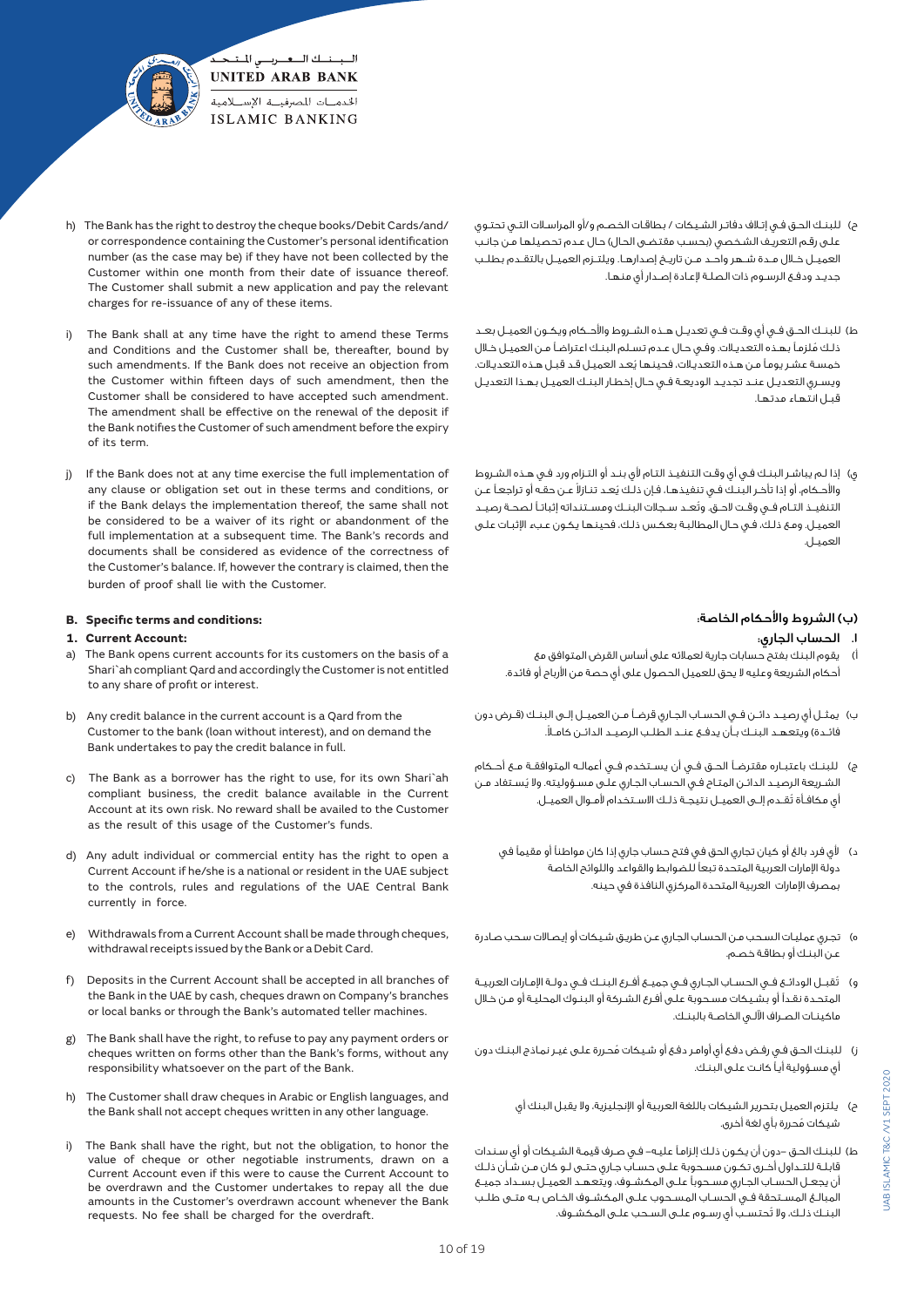h) The Bank has the right to destroy the cheque books/Debit Cards/and/or correspondence containing the Customer's personal identification number (as the case may be) if they have not been collected by the Customer within one month from their date of issuance thereof. The Customer shall submit a new application and pay the relevant charges for re-issuance of any of these items.

i) The Bank shall at any time have the right to amend these Terms and Conditions and the Customer shall be, thereafter, bound by such amendments. If the Bank does not receive an objection from the Customer within fifteen days of such amendment, then the Customer shall be considered to have accepted such amendment. The amendment shall be effective on the renewal of the deposit if the Bank notifies the Customer of such amendment before the expiry of its term.

j) If the Bank does not at any time exercise the full implementation of any clause or obligation set out in these terms and conditions, or if the Bank delays the implementation thereof, the same shall not be considered to be a waiver of its right or abandonment of the full implementation at a subsequent time. The Bank's records and documents shall be considered as evidence of the correctness of the Customer's balance. If, however the contrary is claimed, then the burden of proof shall lie with the Customer.

**B. Specific terms and conditions:**

**1. Current Account:**

a) The Bank opens current accounts for its customers on the basis of a Shari`ah compliant Qard and accordingly the Customer is not entitled to any share of profit or interest.

b) Any credit balance in the current account is a Qard from the Customer to the bank (loan without interest), and on demand the Bank undertakes to pay the credit balance in full.

c) The Bank as a borrower has the right to use, for its own Shari`ah compliant business, the credit balance available in the Current Account at its own risk. No reward shall be availed to the Customer as the result of this usage of the Customer's funds.

d) Any adult individual or commercial entity has the right to open a Current Account if he/she is a national or resident in the UAE subject to the controls, rules and regulations of the UAE Central Bank currently in force.

e) Withdrawals from a Current Account shall be made through cheques, withdrawal receipts issued by the Bank or a Debit Card.

f) Deposits in the Current Account shall be accepted in all branches of the Bank in the UAE by cash, cheques drawn on Company's branches or local banks or through the Bank's automated teller machines.

g) The Bank shall have the right, to refuse to pay any payment orders or cheques written on forms other than the Bank's forms, without any responsibility whatsoever on the part of the Bank.

h) The Customer shall draw cheques in Arabic or English languages, and the Bank shall not accept cheques written in any other language.

i) The Bank shall have the right, but not the obligation, to honor the value of cheque or other negotiable instruments, drawn on a Current Account even if this were to cause the Current Account to be overdrawn and the Customer undertakes to repay all the due amounts in the Customer's overdrawn account whenever the Bank requests. No fee shall be charged for the overdraft.

ح) للبنك الحق في إتلاف دفاتر الشيكات / بطاقات الخصم و/أو المراسلات التي تحتوي على رقم التعريف الشخصي (بحسب مقتضى الحال) حال عدم تحصيلها من جانب العميل خلال مدة شهر واحد من تاريخ إصدارها. ويلتزم العميل بالتقدم بطلب جديد ودفع الرسوم ذات الصلة لإعادة إصدار أي منها.

ط) للبنك الحق في أي وقت في تعديل هذه الشروط والأحكام ويكون العميل بعد ذلك مُلزماً بهذه التعديلات. وفي حال عدم تسلم البنك اعتراضاً من العميل خلال خمسة عشر يوماً من هذه التعديلات، فحينها يُعد العميل قد قبل هذه التعديلات. ويسري التعديل عند تجديد الوديعة في حال إخطار البنك العميل بهذا التعديل قبل انتهاء مدتها.

ي) إذا لم يباشر البنك في أي وقت التنفيذ التام لأي بند أو التزام ورد في هذه الشروط والأحكام، أو إذا تأخر البنك في تنفيذها، فإن ذلك يُعد تنازلاً عن حقه أو تراجعاً عن التنفيذ التام في وقت لاحق. وتُعد سجلات البنك ومستنداته إثباتاً لصحة رصيد العميل. ومع ذلك، في حال المطالبة بعكس ذلك، فحينها يكون عبء الإثبات على العميل.

**(ب) الشروط والأحكام الخاصة:**

**ا. الحساب الجاري:**

أ) يقوم البنك بفتح حسابات جارية لعملائه على أساس القرض المتوافق مع أحكام الشريعة وعليه لا يحق للعميل الحصول على أي حصة من الأرباح أو فائدة.

ب) يمثل أي رصيد دائن في الحساب الجاري قرضاً من العميل إلى البنك (قرض دون فائدة) ويتعهد البنك بأن يدفع عند الطلب الرصيد الدائن كاملاً.

ج) للبنك باعتباره مقترضاً الحق في أن يستخدم في أعماله المتوافقة مع أحكام الشريعة الرصيد الدائن المتاح في الحساب الجاري على مسؤوليته، ولا يُستفاد من أي مكافأة تُقدم إلى العميل نتيجة ذلك الاستخدام لأموال العميل.

د) لأي فرد بالغ أو كيان تجاري الحق في فتح حساب جاري إذا كان مواطناً أو مقيماً في دولة الإمارات العربية المتحدة تبعاً للضوابط والقواعد واللوائح الخاصة بمصرف الإمارات العربية المتحدة المركزي النافذة في حينه.

هـ) تجري عمليات السحب من الحساب الجاري عن طريق شيكات أو إيصالات سحب صادرة عن البنك أو بطاقة خصم.

و) تُقبل الودائع في الحساب الجاري في جميع أفرع البنك في دولة الإمارات العربية المتحدة نقداً أو بشيكات مسحوبة على أفرع الشركة أو البنوك المحلية أو من خلال ماكينات الصراف الآلي الخاصة بالبنك.

ز) للبنك الحق في رفض دفع أي أوامر دفع أو شيكات مُحررة على غير نماذج البنك دون أي مسؤولية أياً كانت على البنك.

ح) يلتزم العميل بتحرير الشيكات باللغة العربية أو الإنجليزية، ولا يقبل البنك أي شيكات مُحررة بأي لغة أخرى.

ط) للبنك الحق –دون أن يكون ذلك إلزاماً عليه– في صرف قيمة الشيكات أو أي سندات قابلة للتداول أخرى تكون مسحوبة على حساب جاري حتى لو كان من شأن ذلك أن يجعل الحساب الجاري مسحوباً على المكشوف، ويتعهد العميل بسداد جميع المبالغ المستحقة في الحساب المسحوب على المكشوف الخاص به متى طلب البنك ذلك. ولا تحتسب أي رسوم على السحب على المكشوف.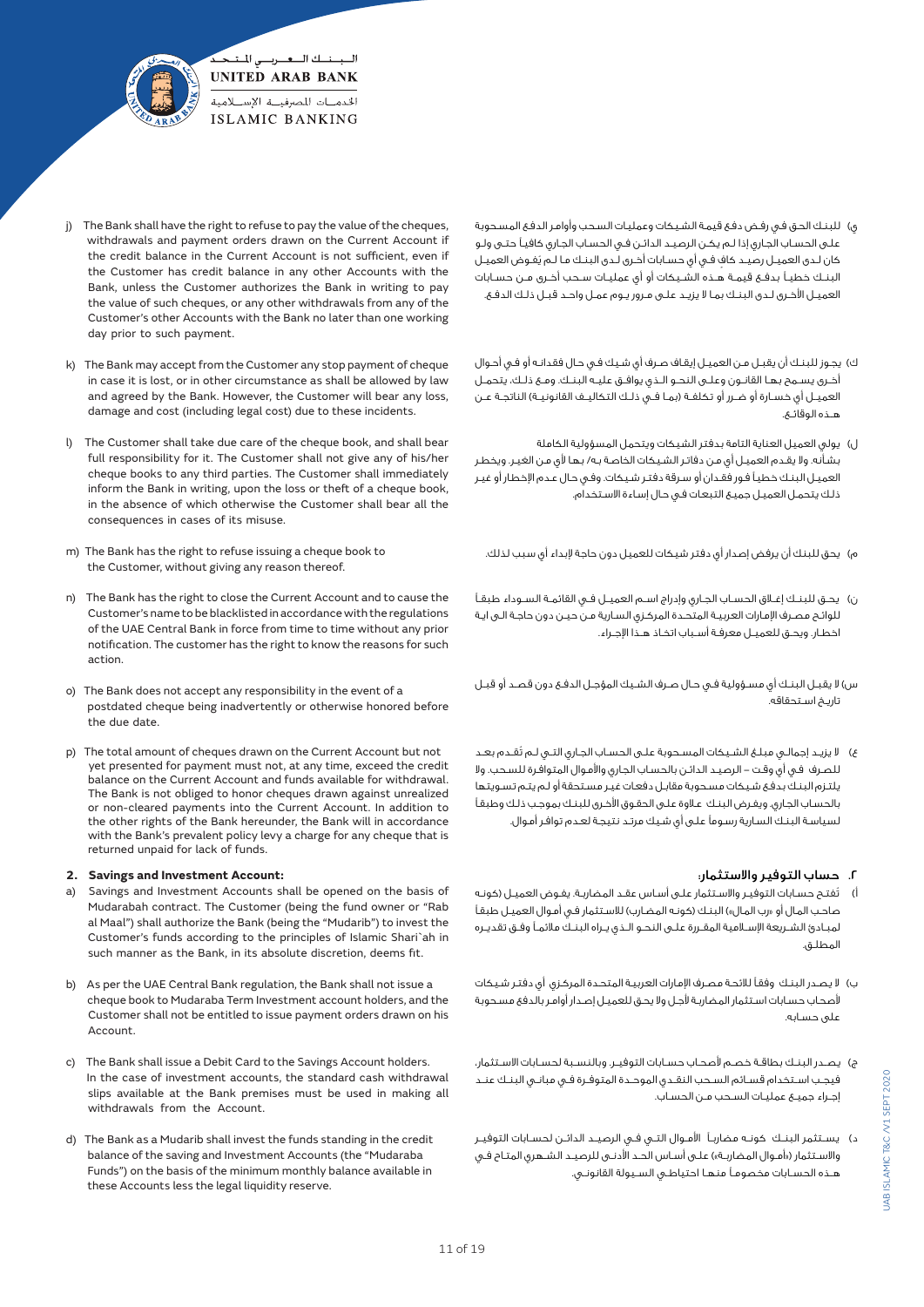j) The Bank shall have the right to refuse to pay the value of the cheques, withdrawals and payment orders drawn on the Current Account if the credit balance in the Current Account is not sufficient, even if the Customer has credit balance in any other Accounts with the Bank, unless the Customer authorizes the Bank in writing to pay the value of such cheques, or any other withdrawals from any of the Customer's other Accounts with the Bank no later than one working day prior to such payment.

k) The Bank may accept from the Customer any stop payment of cheque in case it is lost, or in other circumstance as shall be allowed by law and agreed by the Bank. However, the Customer will bear any loss, damage and cost (including legal cost) due to these incidents.

l) The Customer shall take due care of the cheque book, and shall bear full responsibility for it. The Customer shall not give any of his/her cheque books to any third parties. The Customer shall immediately inform the Bank in writing, upon the loss or theft of a cheque book, in the absence of which otherwise the Customer shall bear all the consequences in cases of its misuse.

m) The Bank has the right to refuse issuing a cheque book to the Customer, without giving any reason thereof.

n) The Bank has the right to close the Current Account and to cause the Customer's name to be blacklisted in accordance with the regulations of the UAE Central Bank in force from time to time without any prior notification. The customer has the right to know the reasons for such action.

o) The Bank does not accept any responsibility in the event of a postdated cheque being inadvertently or otherwise honored before the due date.

p) The total amount of cheques drawn on the Current Account but not yet presented for payment must not, at any time, exceed the credit balance on the Current Account and funds available for withdrawal. The Bank is not obliged to honor cheques drawn against unrealized or non-cleared payments into the Current Account. In addition to the other rights of the Bank hereunder, the Bank will in accordance with the Bank's prevalent policy levy a charge for any cheque that is returned unpaid for lack of funds.

**2. Savings and Investment Account:**

a) Savings and Investment Accounts shall be opened on the basis of Mudarabah contract. The Customer (being the fund owner or "Rab al Maal") shall authorize the Bank (being the "Mudarib") to invest the Customer's funds according to the principles of Islamic Shari`ah in such manner as the Bank, in its absolute discretion, deems fit.

b) As per the UAE Central Bank regulation, the Bank shall not issue a cheque book to Mudaraba Term Investment account holders, and the Customer shall not be entitled to issue payment orders drawn on his Account.

c) The Bank shall issue a Debit Card to the Savings Account holders. In the case of investment accounts, the standard cash withdrawal slips available at the Bank premises must be used in making all withdrawals from the Account.

d) The Bank as a Mudarib shall invest the funds standing in the credit balance of the saving and Investment Accounts (the "Mudaraba Funds") on the basis of the minimum monthly balance available in these Accounts less the legal liquidity reserve.

ي) للبنك الحق في رفض دفع قيمة الشيكات وعمليات السحب وأوامر الدفع المسحوبة على الحساب الجاري إذا لم يكن الرصيد الدائن في الحساب الجاري كافياً حتى ولو كان لدى العميل رصيد كافٍ في أي حسابات أخرى لدى البنك ما لم يفوض العميل البنك خطياً بدفع قيمة هذه الشيكات أو أي عمليات سحب أخرى من حسابات العميل الأخرى لدى البنك بما لا يزيد على مرور يوم عمل واحد قبل ذلك الدفع.

ك) يجوز للبنك أن يقبل من العميل إيقاف صرف أي شيك في حال فقدانه أو في أحوال أخرى يسمح بها القانون وعلى النحو الذي يوافق عليه البنك. ومع ذلك، يتحمل العميل أي خسارة أو ضرر أو تكلفة (بما في ذلك التكاليف القانونية) الناتجة عن هذه الوقائع.

ل) يولي العميل العناية التامة بدفتر الشيكات ويتحمل المسؤولية الكاملة بشأنه. ولا يقدم العميل أي من دفاتر الشيكات الخاصة به/ بها لأي من الغير. ويخطر العميل البنك خطياً فور فقدان أو سرقة دفتر شيكات. وفي حال عدم الإخطار أو غير ذلك يتحمل العميل جميع التبعات في حال إساءة الاستخدام.

م) يحق للبنك أن يرفض إصدار أي دفتر شيكات للعميل دون حاجة لإبداء أي سبب لذلك.

ن) يحق للبنك إغلاق الحساب الجاري وإدراج اسم العميل في القائمة السوداء طبقاً للوائح مصرف الإمارات العربية المتحدة المركزي السارية من حين دون حاجة الى اية اخطار. ويحق للعميل معرفة أسباب اتخاذ هذا الإجراء.

س) لا يقبل البنك أي مسؤولية في حال صرف الشيك المؤجل الدفع دون قصد أو قبل تاريخ استحقاقه.

ع) لا يزيد إجمالي مبلغ الشيكات المسحوبة على الحساب الجاري التي لم تُقدم بعد للصرف في أي وقت – الرصيد الدائن بالحساب الجاري والأموال المتوافرة للسحب. ولا يلتزم البنك بدفع شيكات مسحوبة مقابل دفعات غير مستحقة أو لم يتم تسويتها بالحساب الجاري. ويفرض البنك علاوة على الحقوق الأخرى للبنك بموجب ذلك وطبقاً لسياسة البنك السارية رسوماً على أي شيك مرتد نتيجة لعدم توافر أموال.

**٢. حساب التوفير والاستثمار:**

أ) تفتح حسابات التوفير والاستثمار على أساس عقد المضاربة. يفوض العميل (كونه صاحب المال أو «رب المال») البنك (كونه المضارب) للاستثمار في أموال العميل طبقاً لمبادئ الشريعة الإسلامية المقررة على النحو الذي يراه البنك ملائماً وفق تقديره المطلق.

ب) لا يصدر البنك وفقاً للائحة مصرف الإمارات العربية المتحدة المركزي أي دفتر شيكات لأصحاب حسابات استثمار المضاربة لأجل ولا يحق للعميل إصدار أوامر بالدفع مسحوبة على حسابه.

ج) يصدر البنك بطاقة خصم لأصحاب حسابات التوفير. وبالنسبة لحسابات الاستثمار، فيجب استخدام قسائم السحب النقدي الموحدة المتوفرة في مباني البنك عند إجراء جميع عمليات السحب من الحساب.

د) يستثمر البنك كونه مضارباً الأموال التي في الرصيد الدائن لحسابات التوفير والاستثمار («أموال المضاربة») على أساس الحد الأدنى للرصيد الشهري المتاح في هذه الحسابات مخصوماً منها احتياطي السيولة القانوني.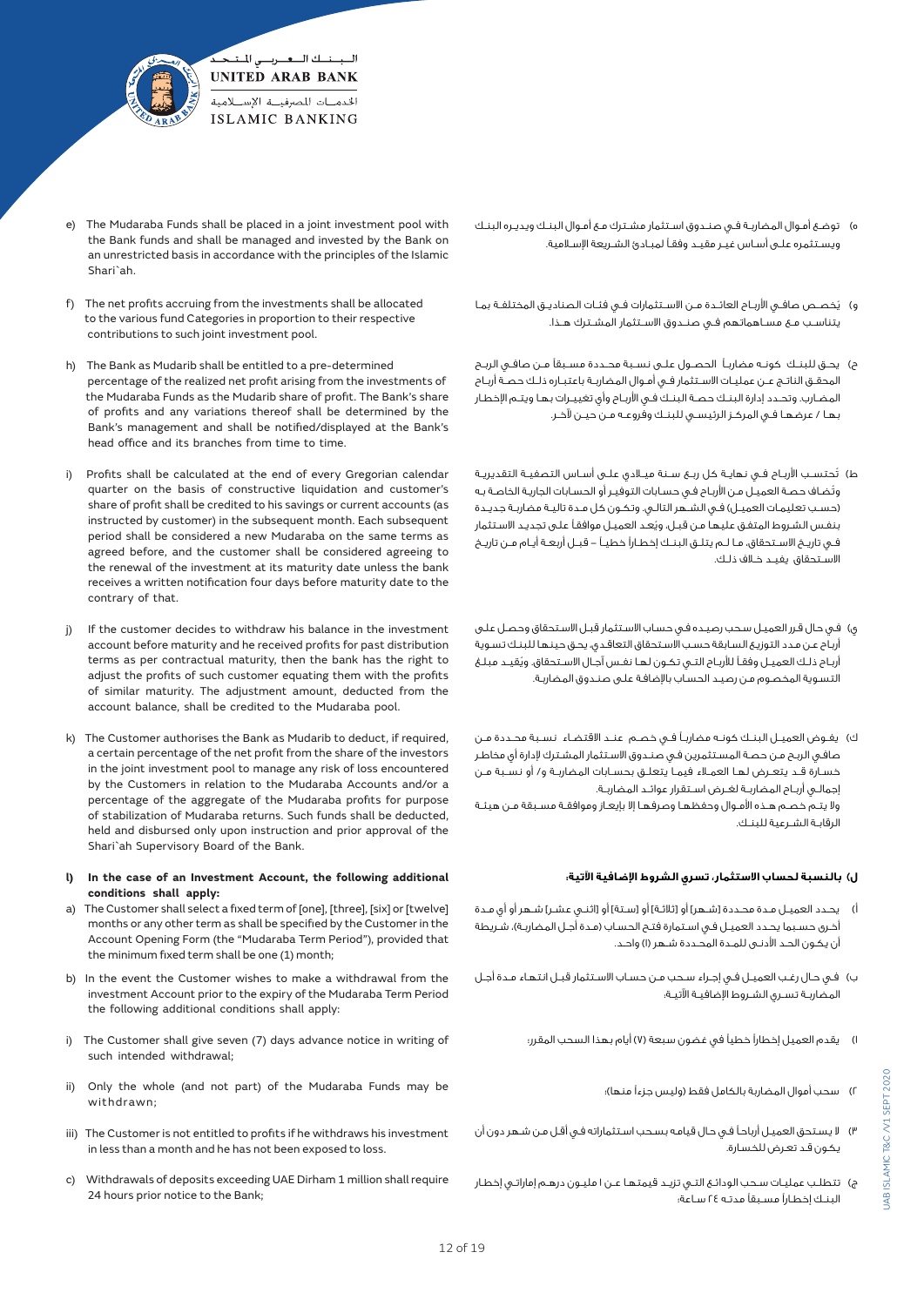e) The Mudaraba Funds shall be placed in a joint investment pool with the Bank funds and shall be managed and invested by the Bank on an unrestricted basis in accordance with the principles of the Islamic Shari`ah.

f) The net profits accruing from the investments shall be allocated to the various fund Categories in proportion to their respective contributions to such joint investment pool.

h) The Bank as Mudarib shall be entitled to a pre-determined percentage of the realized net profit arising from the investments of the Mudaraba Funds as the Mudarib share of profit. The Bank's share of profits and any variations thereof shall be determined by the Bank's management and shall be notified/displayed at the Bank's head office and its branches from time to time.

i) Profits shall be calculated at the end of every Gregorian calendar quarter on the basis of constructive liquidation and customer's share of profit shall be credited to his savings or current accounts (as instructed by customer) in the subsequent month. Each subsequent period shall be considered a new Mudaraba on the same terms as agreed before, and the customer shall be considered agreeing to the renewal of the investment at its maturity date unless the bank receives a written notification four days before maturity date to the contrary of that.

j) If the customer decides to withdraw his balance in the investment account before maturity and he received profits for past distribution terms as per contractual maturity, then the bank has the right to adjust the profits of such customer equating them with the profits of similar maturity. The adjustment amount, deducted from the account balance, shall be credited to the Mudaraba pool.

k) The Customer authorises the Bank as Mudarib to deduct, if required, a certain percentage of the net profit from the share of the investors in the joint investment pool to manage any risk of loss encountered by the Customers in relation to the Mudaraba Accounts and/or a percentage of the aggregate of the Mudaraba profits for purpose of stabilization of Mudaraba returns. Such funds shall be deducted, held and disbursed only upon instruction and prior approval of the Shari`ah Supervisory Board of the Bank.

**l) In the case of an Investment Account, the following additional conditions shall apply:**

a) The Customer shall select a fixed term of [one], [three], [six] or [twelve] months or any other term as shall be specified by the Customer in the Account Opening Form (the "Mudaraba Term Period"), provided that the minimum fixed term shall be one (1) month;

b) In the event the Customer wishes to make a withdrawal from the investment Account prior to the expiry of the Mudaraba Term Period the following additional conditions shall apply:

i) The Customer shall give seven (7) days advance notice in writing of such intended withdrawal;

ii) Only the whole (and not part) of the Mudaraba Funds may be withdrawn;

iii) The Customer is not entitled to profits if he withdraws his investment in less than a month and he has not been exposed to loss.

c) Withdrawals of deposits exceeding UAE Dirham 1 million shall require 24 hours prior notice to the Bank;

هـ) توضع أموال المضاربة في صندوق استثمار مشترك مع أموال البنك ويديره البنك ويستثمره على أساس غير مقيد وفقاً لمبادئ الشريعة الإسلامية.

و) يُخصص صافي الأرباح العائدة من الاستثمارات في فئات الصناديق المختلفة بما يتناسب مع مساهماتهم في صندوق الاستثمار المشترك هذا.

ح) يحق للبنك كونه مضارباً الحصول على نسبة محددة مسبقاً من صافي الربح المحقق الناتج عن عمليات الاستثمار في أموال المضاربة باعتباره ذلك حصة أرباح المضارب. وتحدد إدارة البنك حصة البنك في الأرباح وأي تغييرات بها ويتم الإخطار بها / عرضها في المركز الرئيسي للبنك وفروعه من حين لآخر.

ط) تُحتسب الأرباح في نهاية كل ربع سنة ميلادي على أساس التصفية التقديرية وتُضاف حصة العميل من الأرباح في حسابات التوفير أو الحسابات الجارية الخاصة به (حسب تعليمات العميل) في الشهر التالي. وتكون كل مدة تالية مضاربة جديدة بنفس الشروط المتفق عليها من قبل. ويُعد العميل موافقاً على تجديد الاستثمار في تاريخ الاستحقاق، ما لم يتلق البنك إخطاراً خطياً – قبل أربعة أيام من تاريخ الاستحقاق بفيد خلاف ذلك.

ي) في حال قرر العميل سحب رصيده في حساب الاستثمار قبل الاستحقاق وحصل على أرباح عن مدد التوزيع السابقة حسب الاستحقاق التعاقدي، يحق حينها للبنك تسوية أرباح ذلك العميل وفقاً للأرباح التي تكون لها نفس آجال الاستحقاق. ويُقيد مبلغ التسوية المخصوم من رصيد الحساب بالإضافة على صندوق المضاربة.

ك) يفوض العميل البنك كونه مضارباً في خصم عند الاقتضاء نسبة محددة من صافي الربح من حصة المستثمرين في صندوق الاستثمار المشترك لإدارة أي مخاطر خسارة قد يتعرض لها العملاء فيما يتعلق بحسابات المضاربة و/ أو نسبة من إجمالي أرباح المضاربة لغرض استقرار عوائد المضاربة.
ولا يتم خصم هذه الأموال وحفظها وصرفها إلا بإيعاز وموافقة مسبقة من هيئة الرقابة الشرعية للبنك.

**ل) بالنسبة لحساب الاستثمار، تسري الشروط الإضافية الآتية:**

أ) يحدد العميل مدة محددة [شهر] أو [ثلاثة] أو [ستة] أو [اثني عشر] شهر أو أي مدة أخرى حسبما يحدد العميل في استمارة فتح الحساب (مدة أجل المضاربة)، شريطة أن يكون الحد الأدنى للمدة المحددة شهر (١) واحد.

ب) في حال رغب العميل في إجراء سحب من حساب الاستثمار قبل انتهاء مدة أجل المضاربة تسري الشروط الإضافية الآتية:

١) يقدم العميل إخطاراً خطياً في غضون سبعة (٧) أيام بهذا السحب المقرر؛

٢) سحب أموال المضاربة بالكامل فقط (وليس جزءاً منها)؛

٣) لا يستحق العميل أرباحاً في حال قيامه بسحب استثماراته في أقل من شهر دون أن يكون قد تعرض للخسارة.

ج) تتطلب عمليات سحب الودائع التي تزيد قيمتها عن ١ مليون درهم إماراتي إخطار البنك إخطاراً مسبقاً مدته ٢٤ ساعة؛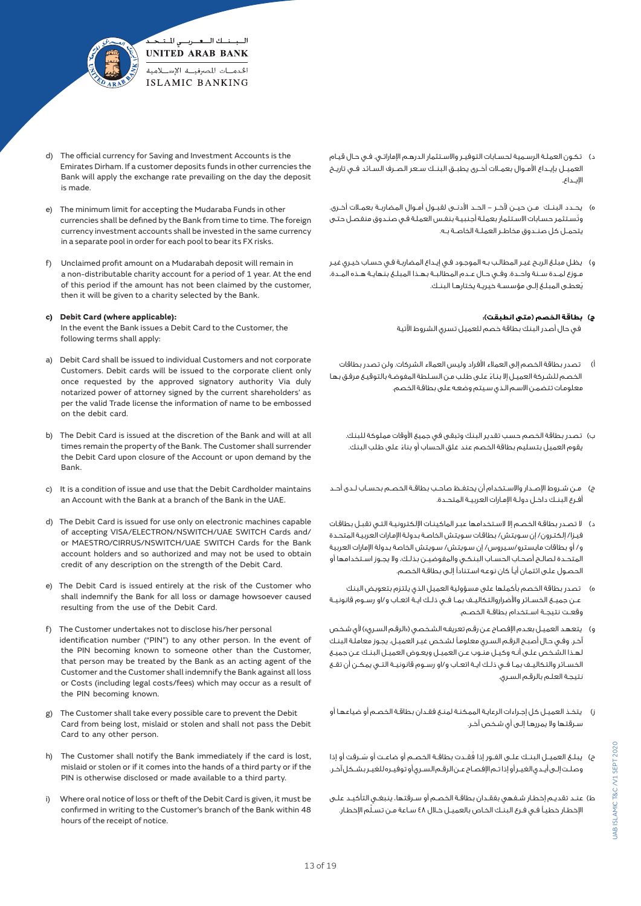d) The official currency for Saving and Investment Accounts is the Emirates Dirham. If a customer deposits funds in other currencies the Bank will apply the exchange rate prevailing on the day the deposit is made.

e) The minimum limit for accepting the Mudaraba Funds in other currencies shall be defined by the Bank from time to time. The foreign currency investment accounts shall be invested in the same currency in a separate pool in order for each pool to bear its FX risks.

f) Unclaimed profit amount on a Mudarabah deposit will remain in a non-distributable charity account for a period of 1 year. At the end of this period if the amount has not been claimed by the customer, then it will be given to a charity selected by the Bank.

**c) Debit Card (where applicable):**

In the event the Bank issues a Debit Card to the Customer, the following terms shall apply:

a) Debit Card shall be issued to individual Customers and not corporate Customers. Debit cards will be issued to the corporate client only once requested by the approved signatory authority Via duly notarized power of attorney signed by the current shareholders' as per the valid Trade license the information of name to be embossed on the debit card.

b) The Debit Card is issued at the discretion of the Bank and will at all times remain the property of the Bank. The Customer shall surrender the Debit Card upon closure of the Account or upon demand by the Bank.

c) It is a condition of issue and use that the Debit Cardholder maintains an Account with the Bank at a branch of the Bank in the UAE.

d) The Debit Card is issued for use only on electronic machines capable of accepting VISA/ELECTRON/NSWITCH/UAE SWITCH Cards and/or MAESTRO/CIRRUS/NSWITCH/UAE SWITCH Cards for the Bank account holders and so authorized and may not be used to obtain credit of any description on the strength of the Debit Card.

e) The Debit Card is issued entirely at the risk of the Customer who shall indemnify the Bank for all loss or damage howsoever caused resulting from the use of the Debit Card.

f) The Customer undertakes not to disclose his/her personal identification number ("PIN") to any other person. In the event of the PIN becoming known to someone other than the Customer, that person may be treated by the Bank as an acting agent of the Customer and the Customer shall indemnify the Bank against all loss or Costs (including legal costs/fees) which may occur as a result of the PIN becoming known.

g) The Customer shall take every possible care to prevent the Debit Card from being lost, mislaid or stolen and shall not pass the Debit Card to any other person.

h) The Customer shall notify the Bank immediately if the card is lost, mislaid or stolen or if it comes into the hands of a third party or if the PIN is otherwise disclosed or made available to a third party.

i) Where oral notice of loss or theft of the Debit Card is given, it must be confirmed in writing to the Customer's branch of the Bank within 48 hours of the receipt of notice.

د) تكـون العملـة الرسـمية لحسـابات التوفيـر والاسـتثمار الدرهـم الإماراتـي. فـي حـال قيـام العميـل بإيـداع الأمـوال بعمـلات أخـرى يطبـق البنـك سـعر الصـرف السـائد فـي تاريـخ الإيـداع.

ه) يحـدد البنـك مـن حيـن لآخـر - الحـد الأدنـى لقبـول أمـوال المضاربـة بعمـلات أخـرى. وتُسـتثمر حسـابات الاسـتثمار بعملـة أجنبيـة بنفـس العملـة فـي صنـدوق منفصـل حتـى يتحمـل كل صنـدوق مخاطـر العملـة الخاصـة بـه.

و) يظـل مبلـغ الربـح غيـر المطالـب بـه الموجـود فـي إيـداع المضاربـة فـي حسـاب خيـري غيـر مـوزع لمـدة سـنة واحـدة. وفـي حـال عـدم المطالبـة بهـذا المبلـغ بنهايـة هـذه المـدة، يُعطـى المبلـغ إلـى مؤسسـة خيريـة يختارهـا البنـك.

**ج) بطاقة الخصم (متى انطبقت):**

في حال أصدر البنك بطاقة خصم للعميل تسري الشروط الآتية

أ) تصدر بطاقة الخصم إلى العملاء الأفراد وليس العملاء الشركات. ولن تصدر بطاقات الخصم للشركة العميل إلا بناءً على طلب من السلطة المفوضة بالتوقيع مرفق بها معلومات تتضمن الاسم الذي سيتم وضعه على بطاقة الخصم.

ب) تصدر بطاقة الخصم حسب تقدير البنك وتبقى في جميع الأوقات مملوكة للبنك. يقوم العميل بتسليم بطاقة الخصم عند غلق الحساب أو بناءً على طلب البنك.

ج) مـن شـروط الإصـدار والاسـتخدام أن يحتفـظ صاحـب بطاقـة الخصـم بحسـاب لـدى أحـد أفـرع البنـك داخـل دولـة الإمـارات العربيـة المتحـدة.

د) لا تصـدر بطاقـة الخصـم إلا لاسـتخدامها عبـر الماكينـات الإلكترونيـة التـي تقبـل بطاقـات فيـزا/ إلكتـرون/ إن سـويتش/ بطاقـات سـويتش الخاصـة بدولـة الإمـارات العربيـة المتحـدة و/ أو بطاقـات مايسـترو/سـيروس/ إن سـويتش/ سـويتش الخاصـة بدولـة الإمـارات العربيـة المتحـدة لصالـح أصحـاب الحسـاب البنكـي والمفوضيـن بذلـك، ولا يجـوز اسـتخدامها أو الحصـول علـى ائتمـان أيـاً كان نوعـه اسـتناداً إلـى بطاقـة الخصـم.

ه) تصدر بطاقة الخصم بأكملها على مسؤولية العميل الذي يلتزم بتعويض البنك عـن جميـع الخسـائر والأضرار والتكاليـف بمـا فـي ذلـك ايـة اتعـاب و/او رسـوم قانونيـة وقعـت نتيجـة اسـتخدام بطاقـة الخصـم.

و) يتعهـد العميـل بعـدم الإفصـاح عـن رقـم تعريفـه الشـخصي («الرقـم السـري») لأي شـخص آخـر. وفـي حـال أصبـح الرقـم السـري معلومـاً لشـخص غيـر العميـل، يجـوز معاملـة البنـك لهـذا الشـخص علـى أنـه وكيـل منـوب عـن العميـل ويعـوض العميـل البنـك عـن جميـع الخسـائر والتكاليـف بمـا فـي ذلـك ايـة اتعـاب و/او رسـوم قانونيـة التـي يمكـن أن تقـع نتيجـة العلـم بالرقـم السـري.

ز) يتخـذ العميـل كل إجـراءات الرعايـة الممكنـة لمنـع فقـدان بطاقـة الخصـم أو ضياعهـا أو سـرقتها ولا يمررهـا إلـى أي شـخص آخـر.

ح) يبلـغ العميـل البنـك علـى الفـور إذا فُقـدت بطاقـة الخصـم أو ضاعـت أو سُـرقت أو إذا وصلـت إلـى أيـدي الغيـر أو إذا تـم الإفصـاح عـن الرقـم السـري أو توفيـره للغيـر بشـكل آخـر.

ط) عنـد تقديـم إخطـار شـفهي بفقـدان بطاقـة الخصـم أو سـرقتها، ينبغـي التأكيـد علـى الإخطـار خطيـاً فـي فـرع البنـك الخـاص بالعميـل خـلال ٤٨ سـاعة مـن تسـلّم الإخطـار.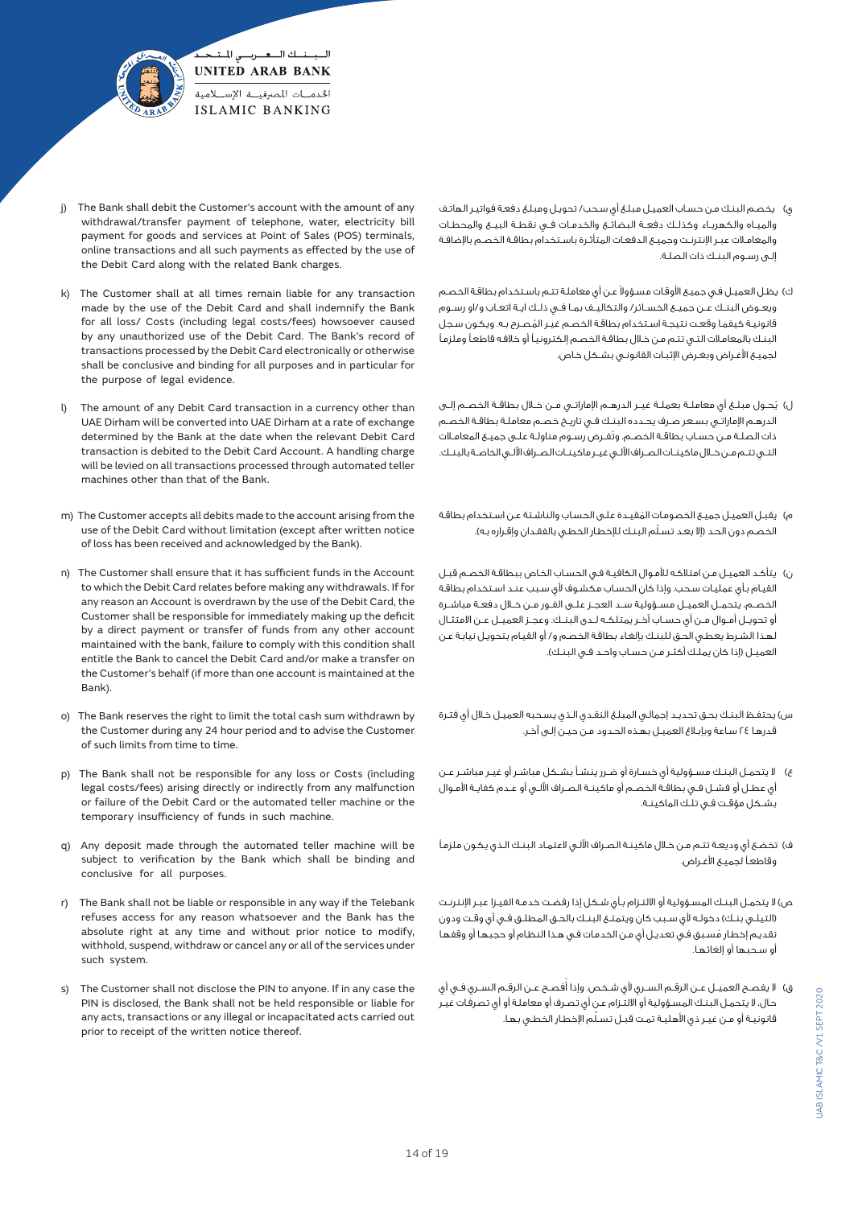j) The Bank shall debit the Customer's account with the amount of any withdrawal/transfer payment of telephone, water, electricity bill payment for goods and services at Point of Sales (POS) terminals, online transactions and all such payments as effected by the use of the Debit Card along with the related Bank charges.

k) The Customer shall at all times remain liable for any transaction made by the use of the Debit Card and shall indemnify the Bank for all loss/ Costs (including legal costs/fees) howsoever caused by any unauthorized use of the Debit Card. The Bank's record of transactions processed by the Debit Card electronically or otherwise shall be conclusive and binding for all purposes and in particular for the purpose of legal evidence.

l) The amount of any Debit Card transaction in a currency other than UAE Dirham will be converted into UAE Dirham at a rate of exchange determined by the Bank at the date when the relevant Debit Card transaction is debited to the Debit Card Account. A handling charge will be levied on all transactions processed through automated teller machines other than that of the Bank.

m) The Customer accepts all debits made to the account arising from the use of the Debit Card without limitation (except after written notice of loss has been received and acknowledged by the Bank).

n) The Customer shall ensure that it has sufficient funds in the Account to which the Debit Card relates before making any withdrawals. If for any reason an Account is overdrawn by the use of the Debit Card, the Customer shall be responsible for immediately making up the deficit by a direct payment or transfer of funds from any other account maintained with the bank, failure to comply with this condition shall entitle the Bank to cancel the Debit Card and/or make a transfer on the Customer's behalf (if more than one account is maintained at the Bank).

o) The Bank reserves the right to limit the total cash sum withdrawn by the Customer during any 24 hour period and to advise the Customer of such limits from time to time.

p) The Bank shall not be responsible for any loss or Costs (including legal costs/fees) arising directly or indirectly from any malfunction or failure of the Debit Card or the automated teller machine or the temporary insufficiency of funds in such machine.

q) Any deposit made through the automated teller machine will be subject to verification by the Bank which shall be binding and conclusive for all purposes.

r) The Bank shall not be liable or responsible in any way if the Telebank refuses access for any reason whatsoever and the Bank has the absolute right at any time and without prior notice to modify, withhold, suspend, withdraw or cancel any or all of the services under such system.

s) The Customer shall not disclose the PIN to anyone. If in any case the PIN is disclosed, the Bank shall not be held responsible or liable for any acts, transactions or any illegal or incapacitated acts carried out prior to receipt of the written notice thereof.

ي) يخصم البنك من حساب العميل مبلغ أي سحب/ تحويل ومبلغ دفعة فواتير الهاتف والمياه والكهرباء وكذلك دفعة البضائع والخدمات في نقطة البيع والمحطات والمعاملات عبر الإنترنت وجميع الدفعات المتأثرة باستخدام بطاقة الخصم بالإضافة إلى رسوم البنك ذات الصلة.

ك) يظل العميل في جميع الأوقات مسؤولاً عن أي معاملة تتم باستخدام بطاقة الخصم ويعوض البنك عن جميع الخسائر/ والتكاليف بما في ذلك اية اتعاب و/او رسوم قانونية كيفما وقعت نتيجة استخدام بطاقة الخصم غير المُصرح به. ويكون سجل البنك بالمعاملات التي تتم من خلال بطاقة الخصم إلكترونياً أو خلافه قاطعاً وملزماً لجميع الأغراض وبغرض الإثبات القانوني بشكل خاص.

ل) يُحول مبلغ أي معاملة بعملة غير الدرهم الإماراتي من خلال بطاقة الخصم إلى الدرهم الإماراتي بسعر صرف يحدده البنك في تاريخ خصم معاملة بطاقة الخصم ذات الصلة من حساب بطاقة الخصم. وتُفرض رسوم مناولة على جميع المعاملات التي تتم من خلال ماكينات الصراف الآلي غير ماكينات الصراف الآلي الخاصة بالبنك.

م) يقبل العميل جميع الخصومات المُقيدة على الحساب والناشئة عن استخدام بطاقة الخصم دون الحد (إلا بعد تسلّم البنك للإخطار الخطي بالفقدان وإقراره به).

ن) يتأكد العميل من امتلاكه للأموال الكافية في الحساب الخاص ببطاقة الخصم قبل القيام بأي عمليات سحب. وإذا كان الحساب مكشوف لأي سبب عند استخدام بطاقة الخصم، يتحمل العميل مسؤولية سد العجز على الفور من خلال دفعة مباشرة أو تحويل أموال من أي حساب آخر يمتلكه لدى البنك. وعجز العميل عن الامتثال لهذا الشرط يعطي الحق للبنك بإلغاء بطاقة الخصم و/ أو القيام بتحويل نيابة عن العميل (إذا كان يملك أكثر من حساب واحد في البنك).

س) يحتفظ البنك بحق تحديد إجمالي المبلغ النقدي الذي يسحبه العميل خلال أي فترة قدرها ٢٤ ساعة وبإبلاغ العميل بهذه الحدود من حين إلى آخر.

ع) لا يتحمل البنك مسؤولية أي خسارة أو ضرر ينشأ بشكل مباشر أو غير مباشر عن أي عطل أو فشل في بطاقة الخصم أو ماكينة الصراف الآلي أو عدم كفاية الأموال بشكل مؤقت في تلك الماكينة.

ف) تخضع أي وديعة تتم من خلال ماكينة الصراف الآلي لاعتماد البنك الذي يكون ملزماً وقاطعاً لجميع الأغراض.

ص) لا يتحمل البنك المسؤولية أو الالتزام بأي شكل إذا رفضت خدمة الفيزا عبر الإنترنت (التيلي بنك) دخوله لأي سبب كان ويتمتع البنك بالحق المطلق في أي وقت ودون تقديم إخطار مُسبق في تعديل أي من الخدمات في هذا النظام أو حجبها أو وقفها أو سحبها أو إلغائها.

ق) لا يفصح العميل عن الرقم السري لأي شخص. وإذا أُفصح عن الرقم السري في أي حال، لا يتحمل البنك المسؤولية أو الالتزام عن أي تصرف أو معاملة أو أي تصرفات غير قانونية أو من غير ذي الأهلية تمت قبل تسلّم الإخطار الخطي بها.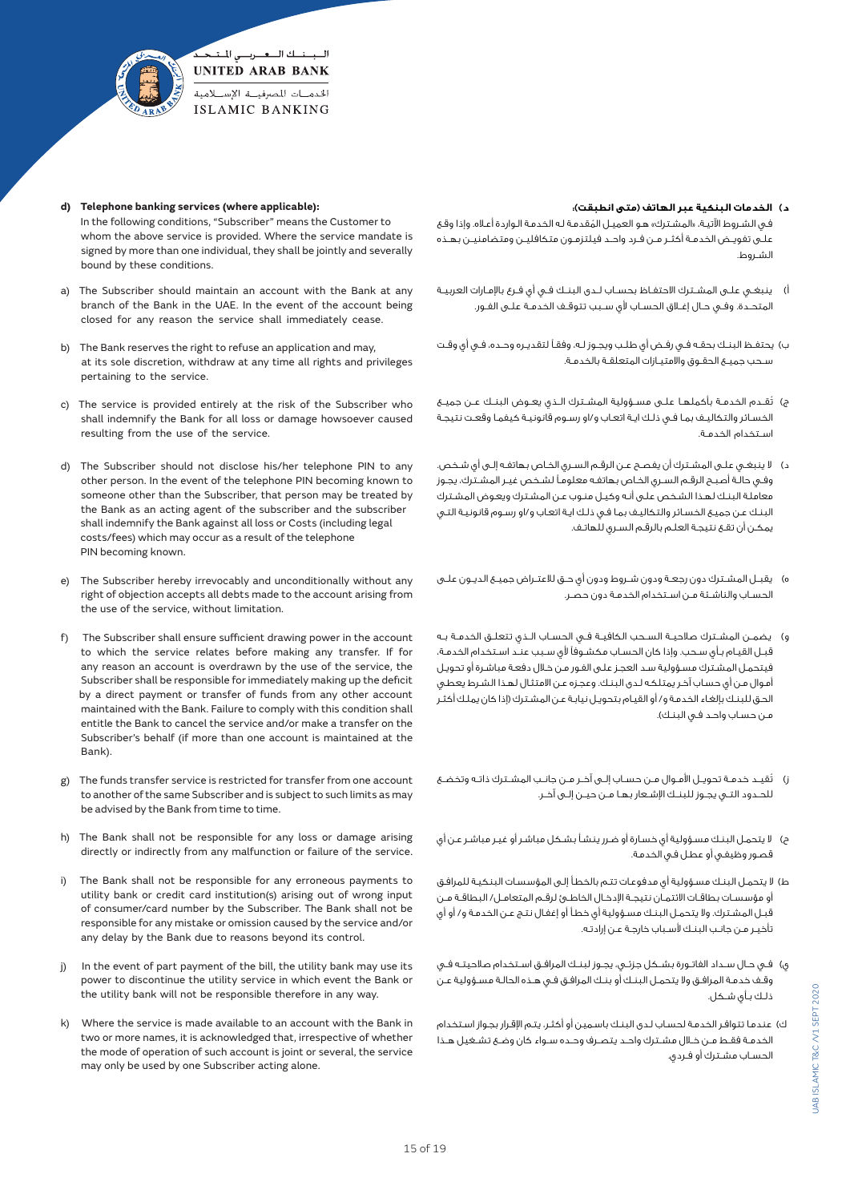**d) Telephone banking services (where applicable):**

In the following conditions, "Subscriber" means the Customer to whom the above service is provided. Where the service mandate is signed by more than one individual, they shall be jointly and severally bound by these conditions.

a) The Subscriber should maintain an account with the Bank at any branch of the Bank in the UAE. In the event of the account being closed for any reason the service shall immediately cease.

b) The Bank reserves the right to refuse an application and may, at its sole discretion, withdraw at any time all rights and privileges pertaining to the service.

c) The service is provided entirely at the risk of the Subscriber who shall indemnify the Bank for all loss or damage howsoever caused resulting from the use of the service.

d) The Subscriber should not disclose his/her telephone PIN to any other person. In the event of the telephone PIN becoming known to someone other than the Subscriber, that person may be treated by the Bank as an acting agent of the subscriber and the subscriber shall indemnify the Bank against all loss or Costs (including legal costs/fees) which may occur as a result of the telephone PIN becoming known.

e) The Subscriber hereby irrevocably and unconditionally without any right of objection accepts all debts made to the account arising from the use of the service, without limitation.

f) The Subscriber shall ensure sufficient drawing power in the account to which the service relates before making any transfer. If for any reason an account is overdrawn by the use of the service, the Subscriber shall be responsible for immediately making up the deficit by a direct payment or transfer of funds from any other account maintained with the Bank. Failure to comply with this condition shall entitle the Bank to cancel the service and/or make a transfer on the Subscriber's behalf (if more than one account is maintained at the Bank).

g) The funds transfer service is restricted for transfer from one account to another of the same Subscriber and is subject to such limits as may be advised by the Bank from time to time.

h) The Bank shall not be responsible for any loss or damage arising directly or indirectly from any malfunction or failure of the service.

i) The Bank shall not be responsible for any erroneous payments to utility bank or credit card institution(s) arising out of wrong input of consumer/card number by the Subscriber. The Bank shall not be responsible for any mistake or omission caused by the service and/or any delay by the Bank due to reasons beyond its control.

j) In the event of part payment of the bill, the utility bank may use its power to discontinue the utility service in which event the Bank or the utility bank will not be responsible therefore in any way.

k) Where the service is made available to an account with the Bank in two or more names, it is acknowledged that, irrespective of whether the mode of operation of such account is joint or several, the service may only be used by one Subscriber acting alone.

**د) الخدمات البنكية عبر الهاتف (متى انطبقت):**

في الشروط الآتية، «المشترك» هو العميل المُقدمة له الخدمة الواردة أعلاه. وإذا وقع على تفويض الخدمة أكثر من فرد واحد فيلتزمون متكافلين ومتضامنين بهذه الشروط.

أ) ينبغي على المشترك الاحتفاظ بحساب لدى البنك في أي فرع بالإمارات العربية المتحدة. وفي حال إغلاق الحساب لأي سبب تتوقف الخدمة على الفور.

ب) يحتفظ البنك بحقه في رفض أي طلب ويجوز له، وفقاً لتقديره وحده، في أي وقت سحب جميع الحقوق والامتيازات المتعلقة بالخدمة.

ج) تُقدم الخدمة بأكملها على مسؤولية المشترك الذي يعوض البنك عن جميع الخسائر والتكاليف بما في ذلك اية اتعاب و/او رسوم قانونية كيفما وقعت نتيجة استخدام الخدمة.

د) لا ينبغي على المشترك أن يفصح عن الرقم السري الخاص بهاتفه إلى أي شخص. وفي حالة أصبح الرقم السري الخاص بهاتفه معلوماً لشخص غير المشترك، يجوز معاملة البنك لهذا الشخص على أنه وكيل منوب عن المشترك ويعوض المشترك البنك عن جميع الخسائر والتكاليف بما في ذلك اية اتعاب و/او رسوم قانونية التي يمكن أن تقع نتيجة العلم بالرقم السري للهاتف.

ه) يقبل المشترك دون رجعة ودون شروط ودون أي حق للاعتراض جميع الديون على الحساب والناشئة من استخدام الخدمة دون حصر.

و) يضمن المشترك صلاحية السحب الكافية في الحساب الذي تتعلق الخدمة به قبل القيام بأي سحب. وإذا كان الحساب مكشوفاً لأي سبب عند استخدام الخدمة، فيتحمل المشترك مسؤولية سد العجز على الفور من خلال دفعة مباشرة أو تحويل أموال من أي حساب آخر يمتلكه لدى البنك. وعجزه عن الامتثال لهذا الشرط يعطي الحق للبنك بإلغاء الخدمة و/ أو القيام بتحويل نيابة عن المشترك (إذا كان يملك أكثر من حساب واحد في البنك).

ز) تُقيد خدمة تحويل الأموال من حساب إلى آخر من جانب المشترك ذاته وتخضع للحدود التي يجوز للبنك الإشعار بها من حين إلى آخر.

ح) لا يتحمل البنك مسؤولية أي خسارة أو ضرر ينشأ بشكل مباشر أو غير مباشر عن أي قصور وظيفي أو عطل في الخدمة.

ط) لا يتحمل البنك مسؤولية أي مدفوعات تتم بالخطأ إلى المؤسسات البنكية للمرافق أو مؤسسات بطاقات الائتمان نتيجة الإدخال الخاطئ لرقم المتعامل/ البطاقة من قبل المشترك. ولا يتحمل البنك مسؤولية أي خطأ أو إغفال نتج عن الخدمة و/ أو أي تأخير من جانب البنك لأسباب خارجة عن إرادته.

ي) في حال سداد الفاتورة بشكل جزئي، يجوز لبنك المرافق استخدام صلاحيته في وقف خدمة المرافق ولا يتحمل البنك أو بنك المرافق في هذه الحالة مسؤولية عن ذلك بأي شكل.

ك) عندما تتوافر الخدمة لحساب لدى البنك باسمين أو أكثر، يتم الإقرار بجواز استخدام الخدمة فقط من خلال مشترك واحد يتصرف وحده سواء كان وضع تشغيل هذا الحساب مشترك أو فردي.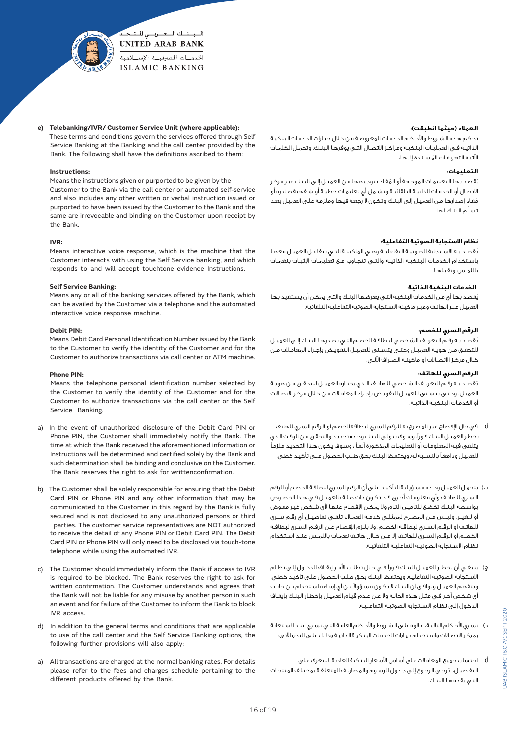**e) Telebanking/IVR/ Customer Service Unit (where applicable):**

These terms and conditions govern the services offered through Self Service Banking at the Banking and the call center provided by the Bank. The following shall have the definitions ascribed to them:

**Instructions:**

Means the instructions given or purported to be given by the Customer to the Bank via the call center or automated self-service and also includes any other written or verbal instruction issued or purported to have been issued by the Customer to the Bank and the same are irrevocable and binding on the Customer upon receipt by the Bank.

**IVR:**

Means interactive voice response, which is the machine that the Customer interacts with using the Self Service banking, and which responds to and will accept touchtone evidence Instructions.

**Self Service Banking:**

Means any or all of the banking services offered by the Bank, which can be availed by the Customer via a telephone and the automated interactive voice response machine.

**Debit PIN:**

Means Debit Card Personal Identification Number issued by the Bank to the Customer to verify the identity of the Customer and for the Customer to authorize transactions via call center or ATM machine.

**Phone PIN:**

Means the telephone personal identification number selected by the Customer to verify the identity of the Customer and for the Customer to authorize transactions via the call center or the Self Service Banking.

a) In the event of unauthorized disclosure of the Debit Card PIN or Phone PIN, the Customer shall immediately notify the Bank. The time at which the Bank received the aforementioned information or Instructions will be determined and certified solely by the Bank and such determination shall be binding and conclusive on the Customer. The Bank reserves the right to ask for writtenconfirmation.

b) The Customer shall be solely responsible for ensuring that the Debit Card PIN or Phone PIN and any other information that may be communicated to the Customer in this regard by the Bank is fully secured and is not disclosed to any unauthorized persons or third parties. The customer service representatives are NOT authorized to receive the detail of any Phone PIN or Debit Card PIN. The Debit Card PIN or Phone PIN will only need to be disclosed via touch-tone telephone while using the automated IVR.

c) The Customer should immediately inform the Bank if access to IVR is required to be blocked. The Bank reserves the right to ask for written confirmation. The Customer understands and agrees that the Bank will not be liable for any misuse by another person in such an event and for failure of the Customer to inform the Bank to block IVR access.

d) In addition to the general terms and conditions that are applicable to use of the call center and the Self Service Banking options, the following further provisions will also apply:

a) All transactions are charged at the normal banking rates. For details please refer to the fees and charges schedule pertaining to the different products offered by the Bank.

**العملاء (حيثما انطبقت):**

تحكم هذه الشروط والأحكام الخدمات المعروضة من خلال خيارات الخدمات البنكية الذاتية في العمليات البنكية ومراكز الاتصال التي يوفرها البنك. وتحمل الكلمات الآتية التعريفات المُسندة إليها:

**التعليمات:**

يُقصد بها التعليمات الموجهة أو المُفاد بتوجيهها من العميل إلى البنك عبر مركز الاتصال أو الخدمات الذاتية التلقائية وتشمل أي تعليمات خطية أو شفهية صادرة أو مُفاد إصدارها من العميل إلى البنك وتكون لا رجعة فيها وملزمة على العميل بعد تسلّم البنك لها.

**نظام الاستجابة الصوتية التفاعلية:**

يُقصد به الاستجابة الصوتية التفاعلية وهي الماكينة التي يتفاعل العميل معها باستخدام الخدمات البنكية الذاتية والتي تتجاوب مع تعليمات الإثبات بنغمات باللمس وتقبلها.

**الخدمات البنكية الذاتية:**

يُقصد بها أي من الخدمات البنكية التي يعرضها البنك والتي يمكن أن يستفيد بها العميل عبر الهاتف وعبر ماكينة الاستجابة الصوتية التفاعلية التلقائية.

**الرقم السري للخصم:**

يُقصد به رقم التعريف الشخصي لبطاقة الخصم التي يصدرها البنك إلى العميل للتحقق من هوية العميل وحتى يتسنى للعميل التفويض بإجراء المعاملات من خلال مركز الاتصالات أو ماكينة الصراف الآلي.

**الرقم السري للهاتف:**

يُقصد به رقم التعريف الشخصي للهاتف الذي يختاره العميل للتحقق من هوية العميل، وحتى يتسنى للعميل التفويض بإجراء المعاملات من خلال مركز الاتصالات أو الخدمات البنكية الذاتية.

أ) في حال الإفصاح غير المصرح به للرقم السري لبطاقة الخصم أو الرقم السري للهاتف يخطر العميل البنك فوراً. وسوف يتولى البنك وحده تحديد والتحقق من الوقت الذي يتلقى فيه المعلومات أو التعليمات المذكورة آنفاً . وسوف يكون هذا التحديد ملزماً للعميل ودامغاً بالنسبة له. ويحتفظ البنك بحق طلب الحصول على تأكيد خطي.

ب) يتحمل العميل وحده مسؤولية التأكيد على أن الرقم السري لبطاقة الخصم أو الرقم السري للهاتف وأي معلومات أخرى قد تكون ذات صلة بالعميل في هذا الخصوص بواسطة البنك تخضع للتأمين التام ولا يمكن الإفصاح عنها لأي شخص غير مفوض أو للغير. وليس من المصرح لممثلي خدمة العملاء تلقي تفاصيل أي رقم سري للهاتف أو الرقم السري لبطاقة الخصم، ولا يلزم الإفصاح عن الرقم السري لبطاقة الخصم أو الرقم السري للهاتف إلا من خلال هاتف نغمات باللمس عند استخدام نظام الاستجابة الصوتية التفاعلية التلقائية.

ج) ينبغي أن يخطر العميل البنك فوراً في حال تطلب الأمر إيقاف الدخول إلى نظام الاستجابة الصوتية التفاعلية. ويحتفظ البنك بحق طلب الحصول على تأكيد خطي. ويتفهم العميل ويوافق أن البنك لا يكون مسؤولاً عن أي إساءة استخدام من جانب أي شخص آخر في مثل هذه الحالة ولا عن عدم قيام العميل بإخطار البنك بإيقاف الدخول إلى نظام الاستجابة الصوتية التفاعلية.

د) تسري الأحكام التالية، علاوة على الشروط والأحكام العامة التي تسري عند الاستعانة بمركز الاتصالات واستخدام خيارات الخدمات البنكية الذاتية وذلك على النحو الآتي:

أ) احتساب جميع المعاملات على أساس الأسعار البنكية العادية. للتعرف على التفاصيل، يُرجى الرجوع إلى جدول الرسوم والمصاريف المتعلقة بمختلف المنتجات التي يقدمها البنك.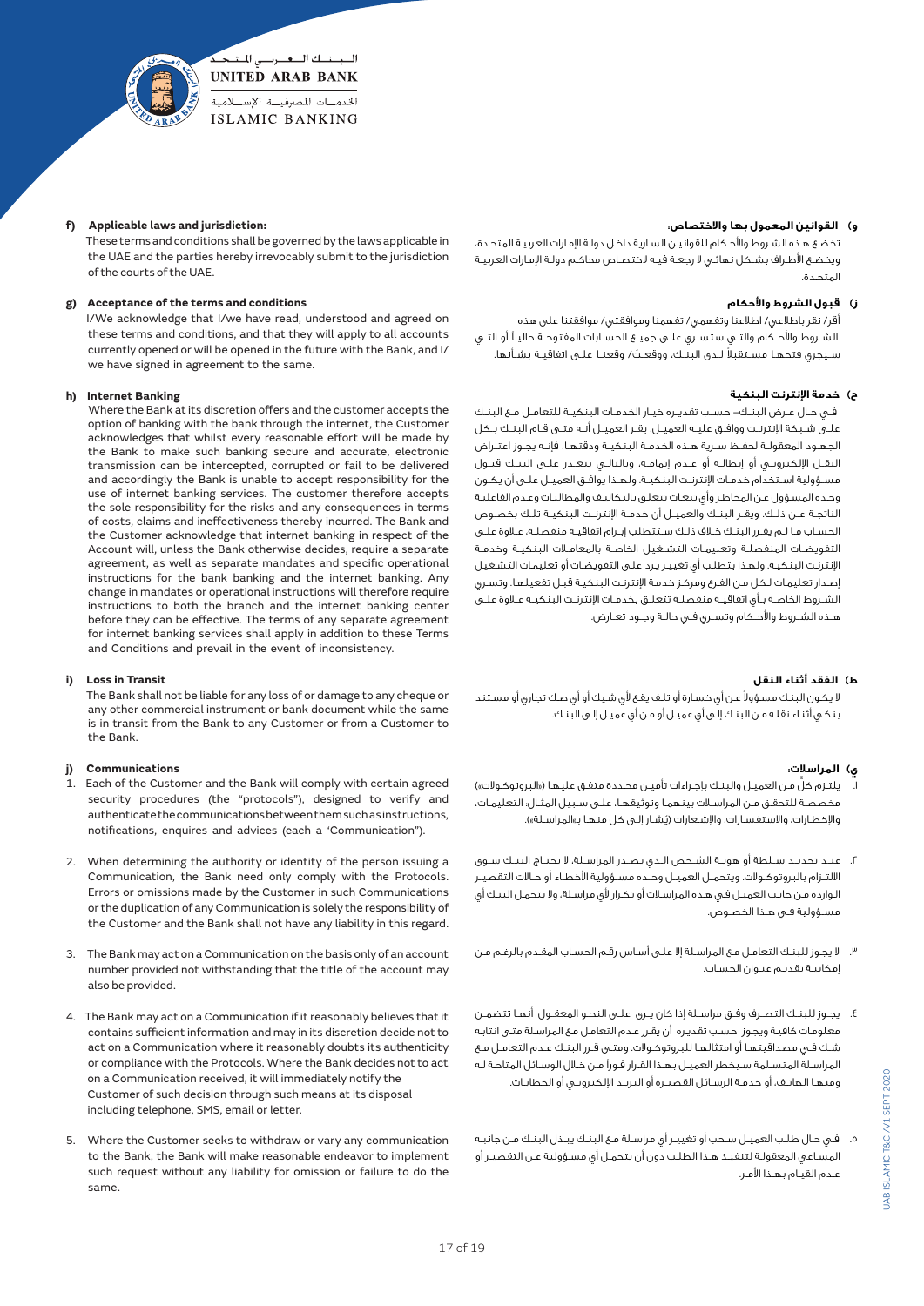#### f) Applicable laws and jurisdiction:

These terms and conditions shall be governed by the laws applicable in the UAE and the parties hereby irrevocably submit to the jurisdiction of the courts of the UAE.

#### و) القوانين المعمول بها والاختصاص:

تخضع هذه الشروط والأحكام للقوانين السارية داخل دولة الإمارات العربية المتحدة، ويخضع الأطراف بشكل نهائي لا رجعة فيه لاختصاص محاكم دولة الإمارات العربية المتحدة.

#### g) Acceptance of the terms and conditions

I/We acknowledge that I/we have read, understood and agreed on these terms and conditions, and that they will apply to all accounts currently opened or will be opened in the future with the Bank, and I/we have signed in agreement to the same.

#### ز) قبول الشروط والأحكام

أقر/ نقر باطلاعي/ اطلاعنا وتفهمي/ تفهمنا وموافقتي/ موافقتنا على هذه الشروط والأحكام والتي ستسري على جميع الحسابات المفتوحة حالياً أو التي سيجري فتحها مستقبلاً لدى البنك، ووقعتُ/ وقعنا على اتفاقية بشأنها.

#### h) Internet Banking

Where the Bank at its discretion offers and the customer accepts the option of banking with the bank through the internet, the Customer acknowledges that whilst every reasonable effort will be made by the Bank to make such banking secure and accurate, electronic transmission can be intercepted, corrupted or fail to be delivered and accordingly the Bank is unable to accept responsibility for the use of internet banking services. The customer therefore accepts the sole responsibility for the risks and any consequences in terms of costs, claims and ineffectiveness thereby incurred. The Bank and the Customer acknowledge that internet banking in respect of the Account will, unless the Bank otherwise decides, require a separate agreement, as well as separate mandates and specific operational instructions for the bank banking and the internet banking. Any change in mandates or operational instructions will therefore require instructions to both the branch and the internet banking center before they can be effective. The terms of any separate agreement for internet banking services shall apply in addition to these Terms and Conditions and prevail in the event of inconsistency.

#### ح) خدمة الإنترنت البنكية

في حال عرض البنك– حسب تقديره خيار الخدمات البنكية للتعامل مع البنك على شبكة الإنترنت ووافق عليه العميل، يقر العميل أنه متى قام البنك بكل الجهود المعقولة لحفظ سرية هذه الخدمة البنكية ودقتها، فإنه يجوز اعتراض النقل الإلكتروني أو إبطاله أو عدم إتمامه، وبالتالي يتعذر على البنك قبول مسؤولية استخدام خدمات الإنترنت البنكية. ولهذا يوافق العميل على أن يكون وحده المسؤول عن المخاطر وأي تبعات تتعلق بالتكاليف والمطالبات وعدم الفاعلية الناتجة عن ذلك. ويقر البنك والعميل أن خدمة الإنترنت البنكية تلك بخصوص الحساب ما لم يقرر البنك خلاف ذلك ستتطلب إبرام اتفاقية منفصلة، علاوة على التفويضات المنفصلة وتعليمات التشغيل الخاصة بالمعاملات البنكية وخدمة الإنترنت البنكية. ولهذا يتطلب أي تغيير يرد على التفويضات أو تعليمات التشغيل إصدار تعليمات لكل من الفرع ومركز خدمة الإنترنت البنكية قبل تفعيلها. وتسري الشروط الخاصة بأي اتفاقية منفصلة تتعلق بخدمات الإنترنت البنكية علاوة على هذه الشروط والأحكام وتسري في حالة وجود تعارض.

#### i) Loss in Transit

The Bank shall not be liable for any loss of or damage to any cheque or any other commercial instrument or bank document while the same is in transit from the Bank to any Customer or from a Customer to the Bank.

#### ط) الفقد أثناء النقل

لا يكون البنك مسؤولاً عن أي خسارة أو تلف يقع لأي شيك أو أي صك تجاري أو مستند بنكي أثناء نقله من البنك إلى أي عميل أو من أي عميل إلى البنك.

#### j) Communications

1. Each of the Customer and the Bank will comply with certain agreed security procedures (the "protocols"), designed to verify and authenticate the communications between them such as instructions, notifications, enquires and advices (each a 'Communication").
2. When determining the authority or identity of the person issuing a Communication, the Bank need only comply with the Protocols. Errors or omissions made by the Customer in such Communications or the duplication of any Communication is solely the responsibility of the Customer and the Bank shall not have any liability in this regard.
3. The Bank may act on a Communication on the basis only of an account number provided not withstanding that the title of the account may also be provided.
4. The Bank may act on a Communication if it reasonably believes that it contains sufficient information and may in its discretion decide not to act on a Communication where it reasonably doubts its authenticity or compliance with the Protocols. Where the Bank decides not to act on a Communication received, it will immediately notify the Customer of such decision through such means at its disposal including telephone, SMS, email or letter.
5. Where the Customer seeks to withdraw or vary any communication to the Bank, the Bank will make reasonable endeavor to implement such request without any liability for omission or failure to do the same.

#### ي) المراسلات:

١. يلتزم كلٌ من العميل والبنك بإجراءات تأمين محددة متفق عليها («البروتوكولات») مخصصة للتحقق من المراسلات بينهما وتوثيقها، على سبيل المثال، التعليمات، والإخطارات، والاستفسارات، والإشعارات (يُشار إلى كل منها بـ«المراسلة»).

٢. عند تحديد سلطة أو هوية الشخص الذي يصدر المراسلة، لا يحتاج البنك سوى الالتزام بالبروتوكولات. ويتحمل العميل وحده مسؤولية الأخطاء أو حالات التقصير الواردة من جانب العميل في هذه المراسلات أو تكرار لأي مراسلة، ولا يتحمل البنك أي مسؤولية في هذا الخصوص.

٣. لا يجوز للبنك التعامل مع المراسلة إلا على أساس رقم الحساب المقدم بالرغم من إمكانية تقديم عنوان الحساب.

٤. يجوز للبنك التصرف وفق مراسلة إذا كان يرى على النحو المعقول أنها تتضمن معلومات كافية ويجوز حسب تقديره أن يقرر عدم التعامل مع المراسلة متى انتابه شك في مصداقيتها أو امتثالها للبروتوكولات. ومتى قرر البنك عدم التعامل مع المراسلة المتسلمة سيخطر العميل بهذا القرار فوراً من خلال الوسائل المتاحة له ومنها الهاتف، أو خدمة الرسائل القصيرة أو البريد الإلكتروني أو الخطابات.

٥. في حال طلب العميل سحب أو تغيير أي مراسلة مع البنك يبذل البنك من جانبه المساعي المعقولة لتنفيذ هذا الطلب دون أن يتحمل أي مسؤولية عن التقصير أو عدم القيام بهذا الأمر.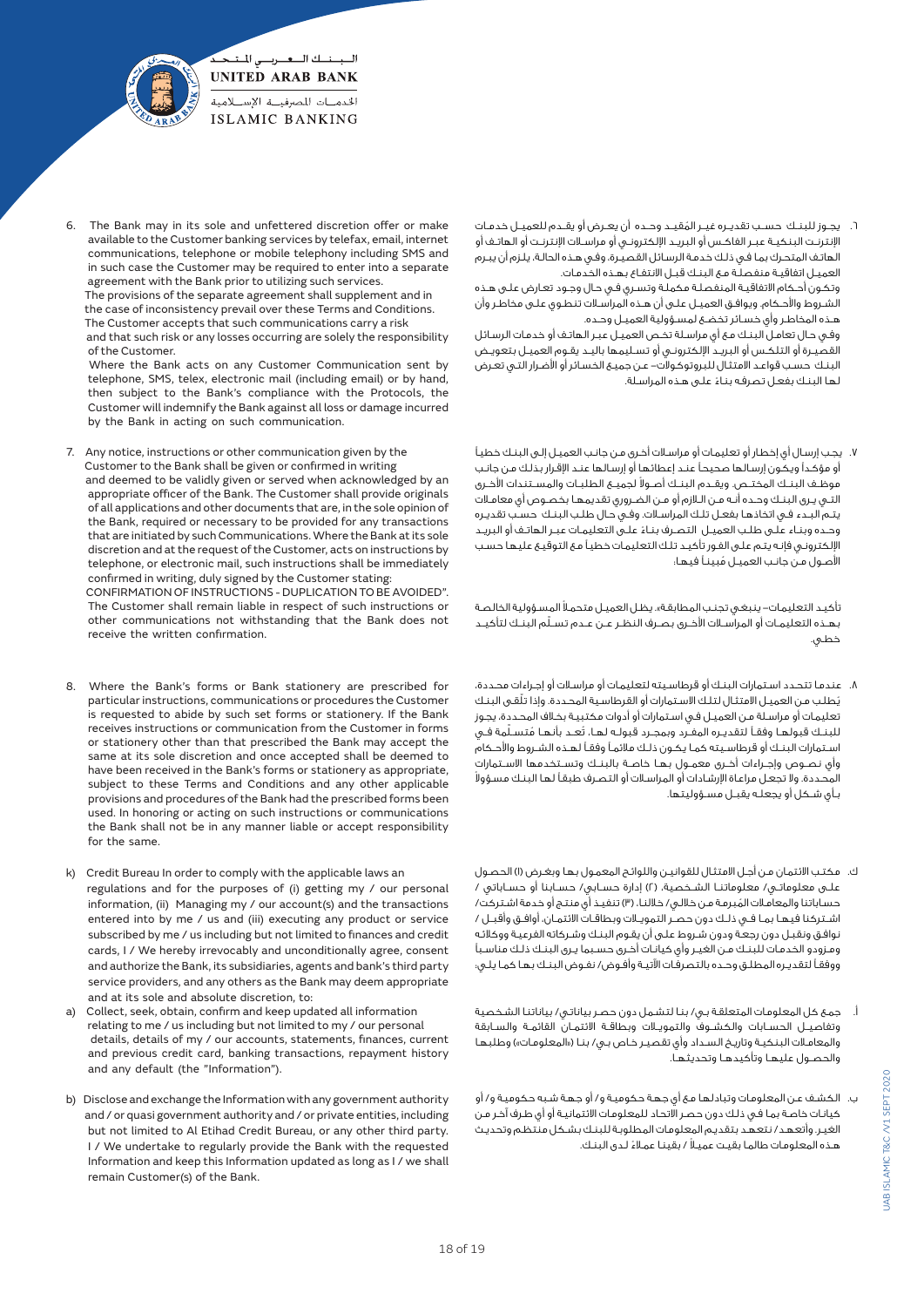6. The Bank may in its sole and unfettered discretion offer or make available to the Customer banking services by telefax, email, internet communications, telephone or mobile telephony including SMS and in such case the Customer may be required to enter into a separate agreement with the Bank prior to utilizing such services.
   The provisions of the separate agreement shall supplement and in the case of inconsistency prevail over these Terms and Conditions.
   The Customer accepts that such communications carry a risk and that such risk or any losses occurring are solely the responsibility of the Customer.
   Where the Bank acts on any Customer Communication sent by telephone, SMS, telex, electronic mail (including email) or by hand, then subject to the Bank's compliance with the Protocols, the Customer will indemnify the Bank against all loss or damage incurred by the Bank in acting on such communication.

7. Any notice, instructions or other communication given by the Customer to the Bank shall be given or confirmed in writing and deemed to be validly given or served when acknowledged by an appropriate officer of the Bank. The Customer shall provide originals of all applications and other documents that are, in the sole opinion of the Bank, required or necessary to be provided for any transactions that are initiated by such Communications. Where the Bank at its sole discretion and at the request of the Customer, acts on instructions by telephone, or electronic mail, such instructions shall be immediately confirmed in writing, duly signed by the Customer stating:
   CONFIRMATION OF INSTRUCTIONS - DUPLICATION TO BE AVOIDED". The Customer shall remain liable in respect of such instructions or other communications not withstanding that the Bank does not receive the written confirmation.

8. Where the Bank's forms or Bank stationery are prescribed for particular instructions, communications or procedures the Customer is requested to abide by such set forms or stationery. If the Bank receives instructions or communication from the Customer in forms or stationery other than that prescribed the Bank may accept the same at its sole discretion and once accepted shall be deemed to have been received in the Bank's forms or stationery as appropriate, subject to these Terms and Conditions and any other applicable provisions and procedures of the Bank had the prescribed forms been used. In honoring or acting on such instructions or communications the Bank shall not be in any manner liable or accept responsibility for the same.

k) Credit Bureau In order to comply with the applicable laws an regulations and for the purposes of (i) getting my / our personal information, (ii) Managing my / our account(s) and the transactions entered into by me / us and (iii) executing any product or service subscribed by me / us including but not limited to finances and credit cards, I / We hereby irrevocably and unconditionally agree, consent and authorize the Bank, its subsidiaries, agents and bank's third party service providers, and any others as the Bank may deem appropriate and at its sole and absolute discretion, to:

a) Collect, seek, obtain, confirm and keep updated all information relating to me / us including but not limited to my / our personal details, details of my / our accounts, statements, finances, current and previous credit card, banking transactions, repayment history and any default (the "Information").

b) Disclose and exchange the Information with any government authority and / or quasi government authority and / or private entities, including but not limited to Al Etihad Credit Bureau, or any other third party. I / We undertake to regularly provide the Bank with the requested Information and keep this Information updated as long as I / we shall remain Customer(s) of the Bank.

٦. يجوز للبنك حسب تقديره غير المُقيد وحده أن يعرض أو يقدم للعميل خدمات الإنترنت البنكية عبر الفاكس أو البريد الإلكتروني أو مراسلات الإنترنت أو الهاتف أو الهاتف المتحرك بما في ذلك خدمة الرسائل القصيرة، وفي هذه الحالة، يلزم أن يبرم العميل اتفاقية منفصلة مع البنك قبل الانتفاع بهذه الخدمات.
وتكون أحكام الاتفاقية المنفصلة مكملة وتسري في حال وجود تعارض على هذه الشروط والأحكام، ويوافق العميل على أن هذه المراسلات تنطوي على مخاطر وأن هذه المخاطر وأي خسائر تخضع لمسؤولية العميل وحده.
وفي حال تعامل البنك مع أي مراسلة تخص العميل عبر الهاتف أو خدمات الرسائل القصيرة أو التلكس أو البريد الإلكتروني أو تسليمها باليد يقوم العميل بتعويض البنك حسب قواعد الامتثال للبروتوكولات- عن جميع الخسائر أو الأضرار التي تعرض لها البنك بفعل تصرفه بناءً على هذه المراسلة.

٧. يجب إرسال أي إخطار أو تعليمات أو مراسلات أخرى من جانب العميل إلى البنك خطياً أو مؤكداً ويكون إرسالها صحيحاً عند إعطائها أو إرسالها عند الإقرار بذلك من جانب موظف البنك المختص. ويقدم البنك أصولاً لجميع الطلبات والمستندات الأخرى التي يرى البنك وحده أنه من اللازم أو من الضروري تقديمها بخصوص أي معاملات يتم البدء في اتخاذها بفعل تلك المراسلات. وفي حال طلب البنك حسب تقديره وحده وبناء على طلب العميل التصرف بناءً على التعليمات عبر الهاتف أو البريد الإلكتروني فإنه يتم على الفور تأكيد تلك التعليمات خطياً مع التوقيع عليها حسب الأصول من جانب العميل مُبيناً فيها:

تأكيد التعليمات- ينبغي تجنب المطابقة»، يظل العميل متحملاً المسؤولية الخالصة بهذه التعليمات أو المراسلات الأخرى بصرف النظر عن عدم تسلّم البنك لتأكيد خطي.

٨. عندما تتحدد استمارات البنك أو قرطاسيته لتعليمات أو مراسلات أو إجراءات محددة، يُطلب من العميل الامتثال لتلك الاستمارات أو القرطاسية المحددة. وإذا تلقى البنك تعليمات أو مراسلة من العميل في استمارات أو أدوات مكتبية بخلاف المحددة، يجوز للبنك قبولها وفقاً لتقديره المفرد وبمجرد قبوله لها، تُعد بأنها مُتسلّمة في استمارات البنك أو قرطاسيته كما يكون ذلك ملائماً وفقاً لهذه الشروط والأحكام وأي نصوص وإجراءات أخرى معمول بها خاصة بالبنك وتستخدمها الاستمارات المحددة. ولا تجعل مراعاة الإرشادات أو المراسلات أو التصرف طبقاً لها البنك مسؤولاً بأي شكل أو يجعله يقبل مسؤوليتها.

ك. مكتب الائتمان من أجل الامتثال للقوانين واللوائح المعمول بها وبغرض (١) الحصول على معلوماتي/ معلوماتنا الشخصية، (٢) إدارة حسابي/ حسابنا أو حساباتي / حساباتنا والمعاملات المُبرمة من خلالي/ خلالنا، (٣) تنفيذ أي منتج أو خدمة اشتركت/ اشتركنا فيها بما في ذلك دون حصر التمويلات وبطاقات الائتمان، أوافق وأقبل / نوافق ونقبل دون رجعة ودون شروط على أن يقوم البنك وشركاته الفرعية ووكلائه ومزودو الخدمات للبنك من الغير وأي كيانات أخرى حسبما يرى البنك ذلك مناسباً ووفقاً لتقديره المطلق وحده بالتصرفات الآتية وأفوض/ نفوض البنك بها كما يلي:

أ. جمع كل المعلومات المتعلقة بي/ بنا لتشمل دون حصر بياناتي/ بياناتنا الشخصية وتفاصيل الحسابات والكشوف والتمويلات وبطاقة الائتمان القائمة والسابقة والمعاملات البنكية وتاريخ السداد وأي تقصير خاص بي/ بنا («المعلومات») وطلبها والحصول عليها وتأكيدها وتحديثها.

ب. الكشف عن المعلومات وتبادلها مع أي جهة حكومية و/ أو جهة شبه حكومية و/ أو كيانات خاصة بما في ذلك دون حصر الاتحاد للمعلومات الائتمانية أو أي طرف آخر من الغير وأتعهد / نتعهد بتقديم المعلومات المطلوبة للبنك بشكل منتظم وتحديث هذه المعلومات طالما بقيت عميلاً / بقينا عملاءً لدى البنك.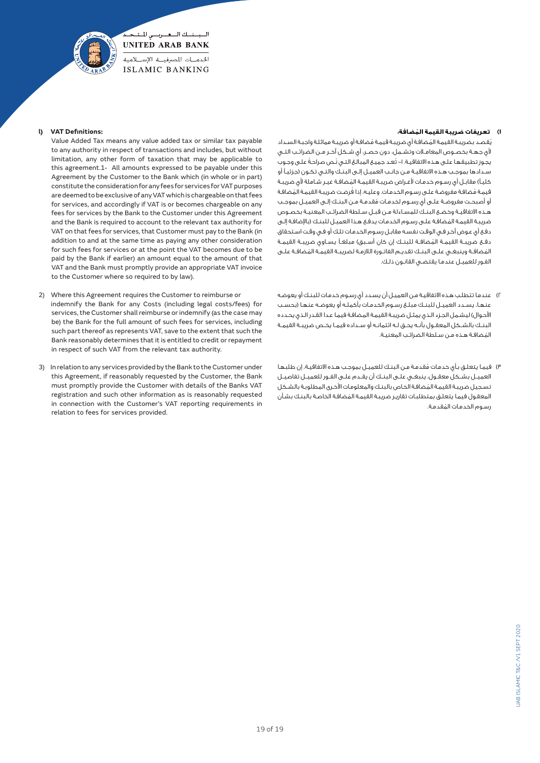UNITED ARAB BANK

ISLAMIC BANKING

البنك العربي المتحد

الخدمات المصرفية الإسلامية

**l) VAT Definitions:**

Value Added Tax means any value added tax or similar tax payable to any authority in respect of transactions and includes, but without limitation, any other form of taxation that may be applicable to this agreement.1- All amounts expressed to be payable under this Agreement by the Customer to the Bank which (in whole or in part) constitute the consideration for any fees for services for VAT purposes are deemed to be exclusive of any VAT which is chargeable on that fees for services, and accordingly if VAT is or becomes chargeable on any fees for services by the Bank to the Customer under this Agreement and the Bank is required to account to the relevant tax authority for VAT on that fees for services, that Customer must pay to the Bank (in addition to and at the same time as paying any other consideration for such fees for services or at the point the VAT becomes due to be paid by the Bank if earlier) an amount equal to the amount of that VAT and the Bank must promptly provide an appropriate VAT invoice to the Customer where so required to by law).

2) Where this Agreement requires the Customer to reimburse or indemnify the Bank for any Costs (including legal costs/fees) for services, the Customer shall reimburse or indemnify (as the case may be) the Bank for the full amount of such fees for services, including such part thereof as represents VAT, save to the extent that such the Bank reasonably determines that it is entitled to credit or repayment in respect of such VAT from the relevant tax authority.

3) In relation to any services provided by the Bank to the Customer under this Agreement, if reasonably requested by the Customer, the Bank must promptly provide the Customer with details of the Banks VAT registration and such other information as is reasonably requested in connection with the Customer's VAT reporting requirements in relation to fees for services provided.

**ا) تعريفات ضريبة القيمة المُضافة:**

يُقصد بضريبة القيمة المُضافة أي ضريبة قيمة مُضافة أو ضريبة مماثلة واجبة السداد لأي جهة بخصوص المعاملات وتشمل، دون حصر، أي شكل آخر من الضرائب التي يجوز تطبيقها على هذه الاتفاقية. ١- تُعد جميع المبالغ التي نُص صراحةً على وجوب سدادها بموجب هذه الاتفاقية من جانب العميل إلى البنك والتي تكون (جزئياً أو كلياً) مقابل أي رسوم خدمات لأغراض ضريبة القيمة المُضافة غير شاملة لأي ضريبة قيمة مُضافة مفروضة على رسوم الخدمات. وعليه، إذا فُرضت ضريبة القيمة المُضافة أو أصبحت مفروضة على أي رسوم لخدمات مُقدمة من البنك إلى العميل بموجب هذه الاتفاقية وخضع البنك للمساءلة من قبل سلطة الضرائب المعنية بخصوص ضريبة القيمة المُضافة على رسوم الخدمات يدفع هذا العميل للبنك (بالإضافة إلى دفع أي عوض آخر في الوقت نفسه مقابل رسوم الخدمات تلك أو في وقت استحقاق دفع ضريبة القيمة المُضافة للبنك إن كان أسبق) مبلغاً يساوي ضريبة القيمة المُضافة وينبغي على البنك تقديم الفاتورة اللازمة لضريبة القيمة المُضافة على الفور للعميل عندما يقتضي القانون ذلك.

٢) عندما تتطلب هذه الاتفاقية من العميل أن يسدد أي رسوم خدمات للبنك أو يعوضه عنها، يسدد العميل للبنك مبلغ رسوم الخدمات بأكمله أو يعوضه عنها (بحسب الأحوال) ليشمل الجزء الذي يمثل ضريبة القيمة المضافة فيما عدا القدر الذي يحدده البنك بالشكل المعقول بأنه يحق له ائتمانه أو سداده فيما يخص ضريبة القيمة المُضافة هذه من سلطة الضرائب المعنية.

٣) فيما يتعلق بأي خدمات مُقدمة من البنك للعميل بموجب هذه الاتفاقية، إن طلبها العميل بشكل معقول، ينبغي على البنك أن يقدم على الفور للعميل تفاصيل تسجيل ضريبة القيمة المُضافة الخاص بالبنك والمعلومات الأخرى المطلوبة بالشكل المعقول فيما يتعلق بمتطلبات تقارير ضريبة القيمة المُضافة الخاصة بالبنك بشأن رسوم الخدمات المُقدمة.

UAB ISLAMIC T&C /V1 SEPT 2020